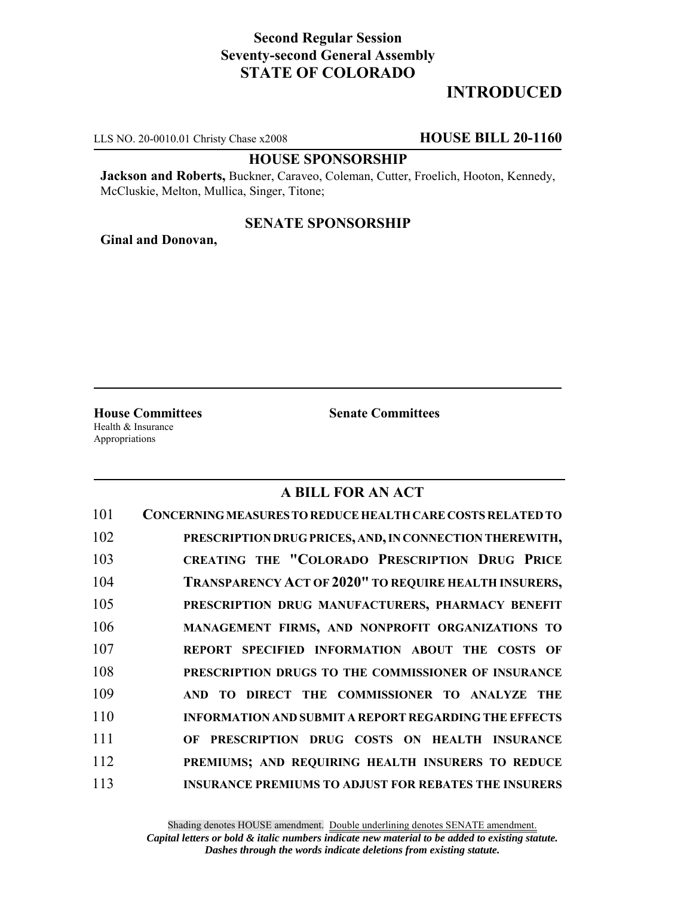**Second Regular Session**
**Seventy-second General Assembly**
**STATE OF COLORADO**

# INTRODUCED

LLS NO. 20-0010.01 Christy Chase x2008 **HOUSE BILL 20-1160**

**HOUSE SPONSORSHIP**

**Jackson and Roberts,** Buckner, Caraveo, Coleman, Cutter, Froelich, Hooton, Kennedy, McCluskie, Melton, Mullica, Singer, Titone;

**SENATE SPONSORSHIP**

**Ginal and Donovan,**

**House Committees**
Health & Insurance
Appropriations

**Senate Committees**

## A BILL FOR AN ACT

101 **CONCERNING MEASURES TO REDUCE HEALTH CARE COSTS RELATED TO**
102 **PRESCRIPTION DRUG PRICES, AND, IN CONNECTION THEREWITH,**
103 **CREATING THE "COLORADO PRESCRIPTION DRUG PRICE**
104 **TRANSPARENCY ACT OF 2020" TO REQUIRE HEALTH INSURERS,**
105 **PRESCRIPTION DRUG MANUFACTURERS, PHARMACY BENEFIT**
106 **MANAGEMENT FIRMS, AND NONPROFIT ORGANIZATIONS TO**
107 **REPORT SPECIFIED INFORMATION ABOUT THE COSTS OF**
108 **PRESCRIPTION DRUGS TO THE COMMISSIONER OF INSURANCE**
109 **AND TO DIRECT THE COMMISSIONER TO ANALYZE THE**
110 **INFORMATION AND SUBMIT A REPORT REGARDING THE EFFECTS**
111 **OF PRESCRIPTION DRUG COSTS ON HEALTH INSURANCE**
112 **PREMIUMS; AND REQUIRING HEALTH INSURERS TO REDUCE**
113 **INSURANCE PREMIUMS TO ADJUST FOR REBATES THE INSURERS**

Shading denotes HOUSE amendment. Double underlining denotes SENATE amendment.
***Capital letters or bold & italic numbers indicate new material to be added to existing statute.***
***Dashes through the words indicate deletions from existing statute.***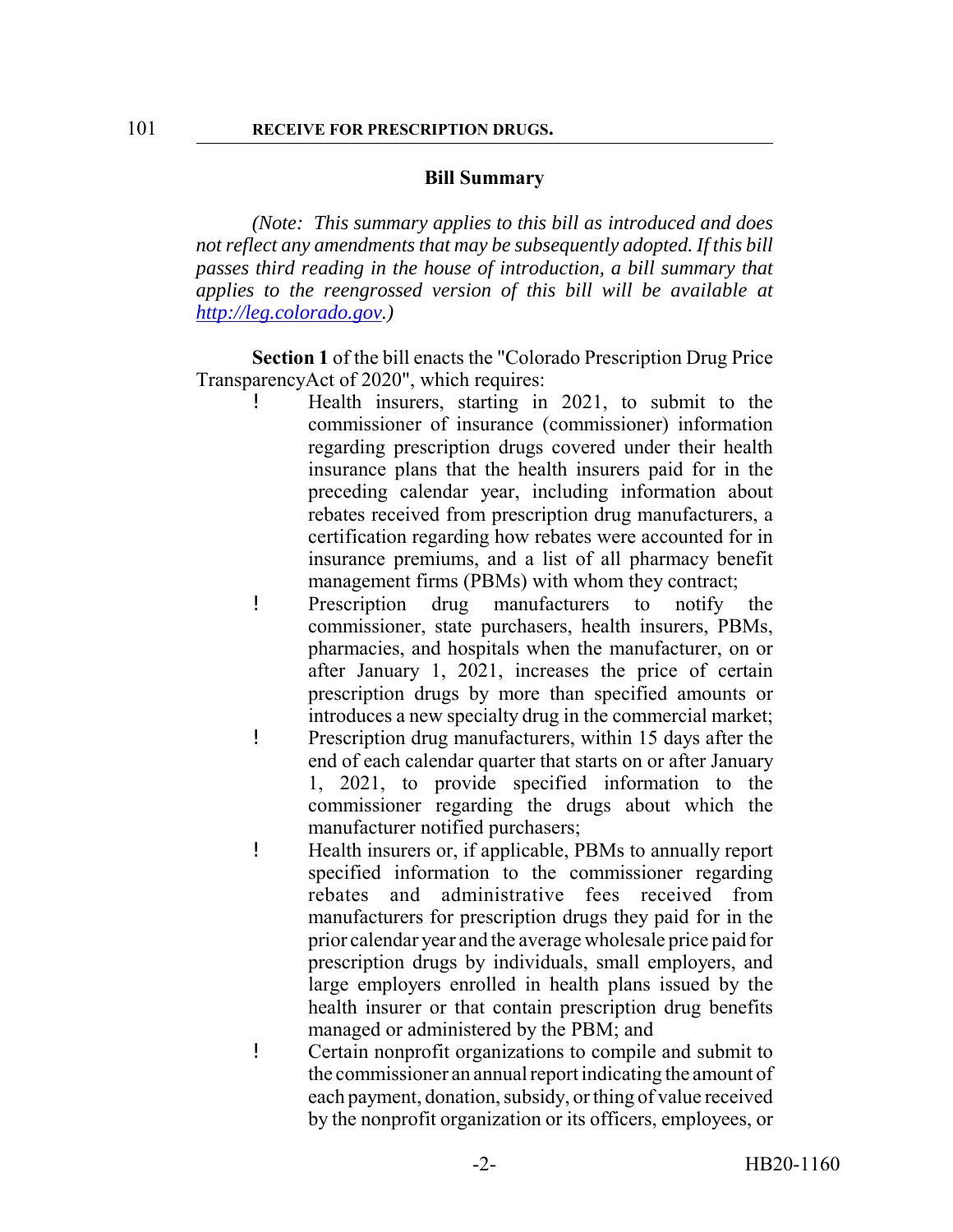101 **RECEIVE FOR PRESCRIPTION DRUGS.**

## Bill Summary

*(Note: This summary applies to this bill as introduced and does not reflect any amendments that may be subsequently adopted. If this bill passes third reading in the house of introduction, a bill summary that applies to the reengrossed version of this bill will be available at http://leg.colorado.gov.)*

**Section 1** of the bill enacts the "Colorado Prescription Drug Price TransparencyAct of 2020", which requires:

- Health insurers, starting in 2021, to submit to the commissioner of insurance (commissioner) information regarding prescription drugs covered under their health insurance plans that the health insurers paid for in the preceding calendar year, including information about rebates received from prescription drug manufacturers, a certification regarding how rebates were accounted for in insurance premiums, and a list of all pharmacy benefit management firms (PBMs) with whom they contract;
- Prescription drug manufacturers to notify the commissioner, state purchasers, health insurers, PBMs, pharmacies, and hospitals when the manufacturer, on or after January 1, 2021, increases the price of certain prescription drugs by more than specified amounts or introduces a new specialty drug in the commercial market;
- Prescription drug manufacturers, within 15 days after the end of each calendar quarter that starts on or after January 1, 2021, to provide specified information to the commissioner regarding the drugs about which the manufacturer notified purchasers;
- Health insurers or, if applicable, PBMs to annually report specified information to the commissioner regarding rebates and administrative fees received from manufacturers for prescription drugs they paid for in the prior calendar year and the average wholesale price paid for prescription drugs by individuals, small employers, and large employers enrolled in health plans issued by the health insurer or that contain prescription drug benefits managed or administered by the PBM; and
- Certain nonprofit organizations to compile and submit to the commissioner an annual report indicating the amount of each payment, donation, subsidy, or thing of value received by the nonprofit organization or its officers, employees, or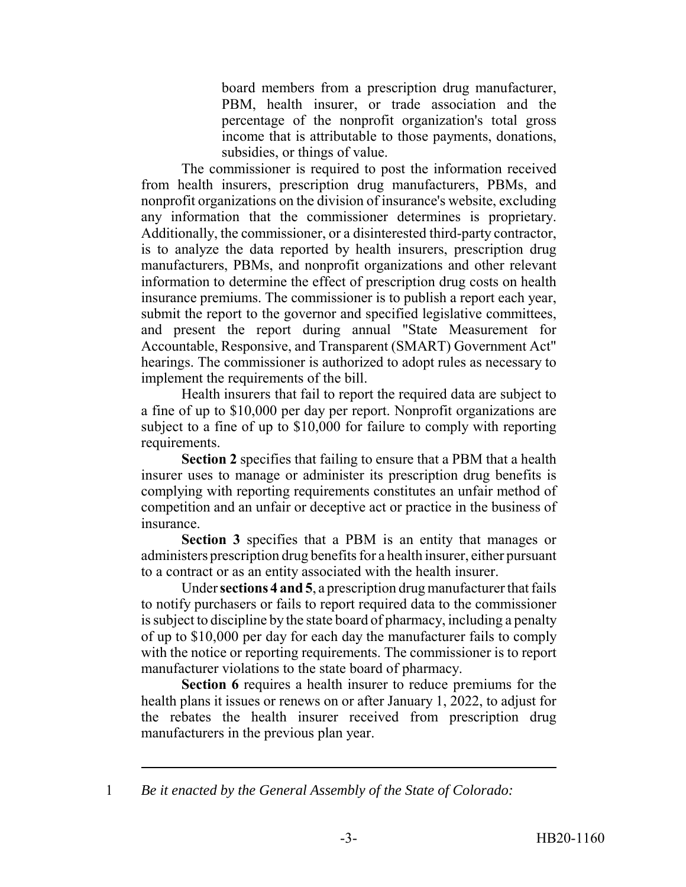board members from a prescription drug manufacturer, PBM, health insurer, or trade association and the percentage of the nonprofit organization's total gross income that is attributable to those payments, donations, subsidies, or things of value.

The commissioner is required to post the information received from health insurers, prescription drug manufacturers, PBMs, and nonprofit organizations on the division of insurance's website, excluding any information that the commissioner determines is proprietary. Additionally, the commissioner, or a disinterested third-party contractor, is to analyze the data reported by health insurers, prescription drug manufacturers, PBMs, and nonprofit organizations and other relevant information to determine the effect of prescription drug costs on health insurance premiums. The commissioner is to publish a report each year, submit the report to the governor and specified legislative committees, and present the report during annual "State Measurement for Accountable, Responsive, and Transparent (SMART) Government Act" hearings. The commissioner is authorized to adopt rules as necessary to implement the requirements of the bill.

Health insurers that fail to report the required data are subject to a fine of up to $10,000 per day per report. Nonprofit organizations are subject to a fine of up to $10,000 for failure to comply with reporting requirements.

**Section 2** specifies that failing to ensure that a PBM that a health insurer uses to manage or administer its prescription drug benefits is complying with reporting requirements constitutes an unfair method of competition and an unfair or deceptive act or practice in the business of insurance.

**Section 3** specifies that a PBM is an entity that manages or administers prescription drug benefits for a health insurer, either pursuant to a contract or as an entity associated with the health insurer.

Under **sections 4 and 5**, a prescription drug manufacturer that fails to notify purchasers or fails to report required data to the commissioner is subject to discipline by the state board of pharmacy, including a penalty of up to $10,000 per day for each day the manufacturer fails to comply with the notice or reporting requirements. The commissioner is to report manufacturer violations to the state board of pharmacy.

**Section 6** requires a health insurer to reduce premiums for the health plans it issues or renews on or after January 1, 2022, to adjust for the rebates the health insurer received from prescription drug manufacturers in the previous plan year.

---

1 *Be it enacted by the General Assembly of the State of Colorado:*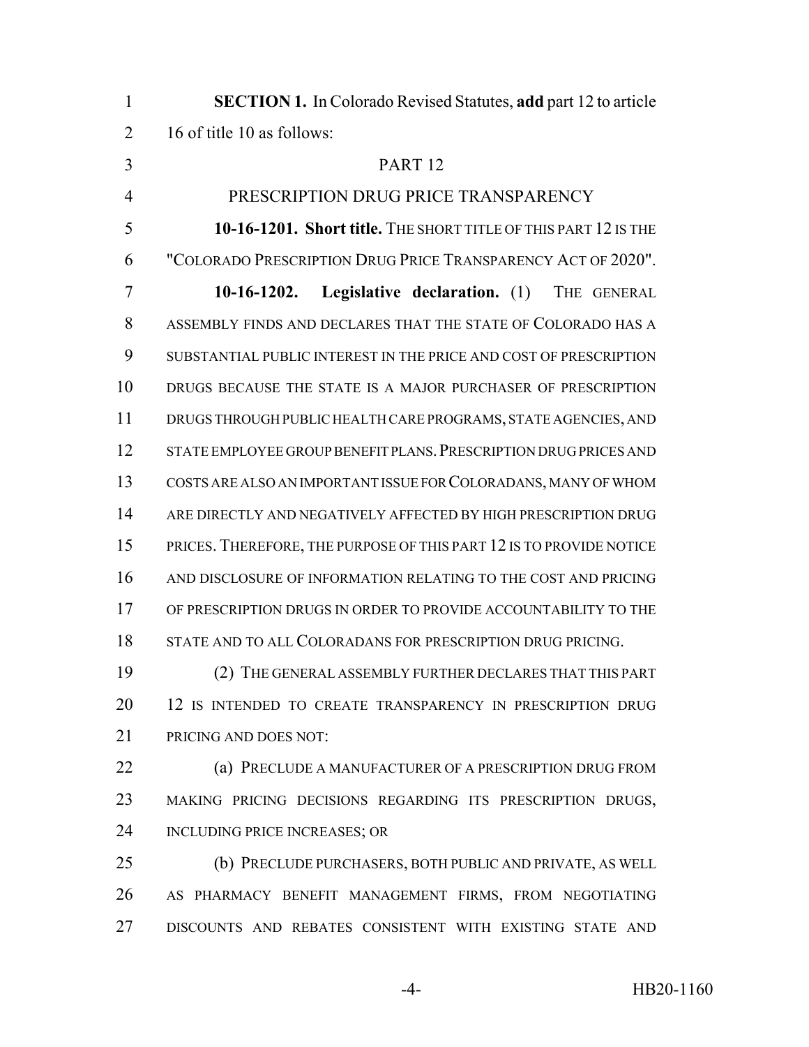**SECTION 1.** In Colorado Revised Statutes, **add** part 12 to article 16 of title 10 as follows:

PART 12

PRESCRIPTION DRUG PRICE TRANSPARENCY

**10-16-1201. Short title.** THE SHORT TITLE OF THIS PART 12 IS THE "COLORADO PRESCRIPTION DRUG PRICE TRANSPARENCY ACT OF 2020".

**10-16-1202. Legislative declaration.** (1) THE GENERAL ASSEMBLY FINDS AND DECLARES THAT THE STATE OF COLORADO HAS A SUBSTANTIAL PUBLIC INTEREST IN THE PRICE AND COST OF PRESCRIPTION DRUGS BECAUSE THE STATE IS A MAJOR PURCHASER OF PRESCRIPTION DRUGS THROUGH PUBLIC HEALTH CARE PROGRAMS, STATE AGENCIES, AND STATE EMPLOYEE GROUP BENEFIT PLANS. PRESCRIPTION DRUG PRICES AND COSTS ARE ALSO AN IMPORTANT ISSUE FOR COLORADANS, MANY OF WHOM ARE DIRECTLY AND NEGATIVELY AFFECTED BY HIGH PRESCRIPTION DRUG PRICES. THEREFORE, THE PURPOSE OF THIS PART 12 IS TO PROVIDE NOTICE AND DISCLOSURE OF INFORMATION RELATING TO THE COST AND PRICING OF PRESCRIPTION DRUGS IN ORDER TO PROVIDE ACCOUNTABILITY TO THE STATE AND TO ALL COLORADANS FOR PRESCRIPTION DRUG PRICING.

(2) THE GENERAL ASSEMBLY FURTHER DECLARES THAT THIS PART 12 IS INTENDED TO CREATE TRANSPARENCY IN PRESCRIPTION DRUG PRICING AND DOES NOT:

(a) PRECLUDE A MANUFACTURER OF A PRESCRIPTION DRUG FROM MAKING PRICING DECISIONS REGARDING ITS PRESCRIPTION DRUGS, INCLUDING PRICE INCREASES; OR

(b) PRECLUDE PURCHASERS, BOTH PUBLIC AND PRIVATE, AS WELL AS PHARMACY BENEFIT MANAGEMENT FIRMS, FROM NEGOTIATING DISCOUNTS AND REBATES CONSISTENT WITH EXISTING STATE AND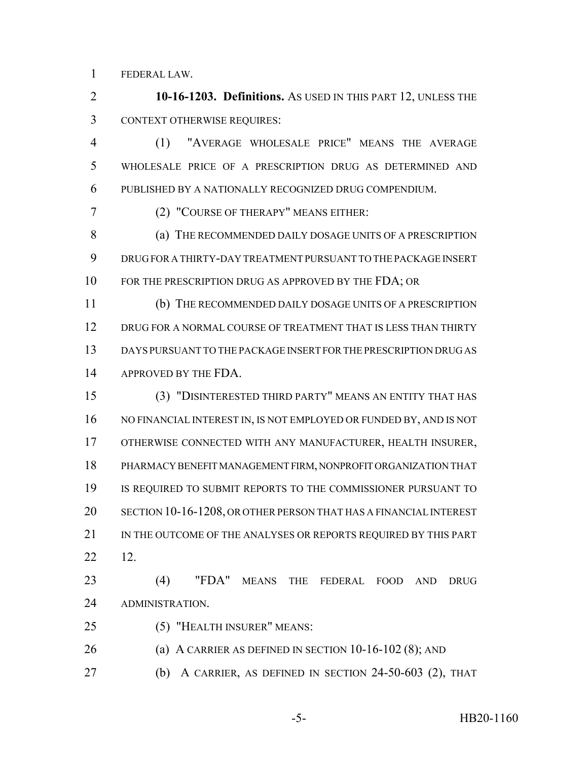FEDERAL LAW.

**10-16-1203. Definitions.** AS USED IN THIS PART 12, UNLESS THE CONTEXT OTHERWISE REQUIRES:

(1) "AVERAGE WHOLESALE PRICE" MEANS THE AVERAGE WHOLESALE PRICE OF A PRESCRIPTION DRUG AS DETERMINED AND PUBLISHED BY A NATIONALLY RECOGNIZED DRUG COMPENDIUM.

(2) "COURSE OF THERAPY" MEANS EITHER:

(a) THE RECOMMENDED DAILY DOSAGE UNITS OF A PRESCRIPTION DRUG FOR A THIRTY-DAY TREATMENT PURSUANT TO THE PACKAGE INSERT FOR THE PRESCRIPTION DRUG AS APPROVED BY THE FDA; OR

(b) THE RECOMMENDED DAILY DOSAGE UNITS OF A PRESCRIPTION DRUG FOR A NORMAL COURSE OF TREATMENT THAT IS LESS THAN THIRTY DAYS PURSUANT TO THE PACKAGE INSERT FOR THE PRESCRIPTION DRUG AS APPROVED BY THE FDA.

(3) "DISINTERESTED THIRD PARTY" MEANS AN ENTITY THAT HAS NO FINANCIAL INTEREST IN, IS NOT EMPLOYED OR FUNDED BY, AND IS NOT OTHERWISE CONNECTED WITH ANY MANUFACTURER, HEALTH INSURER, PHARMACY BENEFIT MANAGEMENT FIRM, NONPROFIT ORGANIZATION THAT IS REQUIRED TO SUBMIT REPORTS TO THE COMMISSIONER PURSUANT TO SECTION 10-16-1208, OR OTHER PERSON THAT HAS A FINANCIAL INTEREST IN THE OUTCOME OF THE ANALYSES OR REPORTS REQUIRED BY THIS PART 12.

(4) "FDA" MEANS THE FEDERAL FOOD AND DRUG ADMINISTRATION.

(5) "HEALTH INSURER" MEANS:

(a) A CARRIER AS DEFINED IN SECTION 10-16-102 (8); AND

(b) A CARRIER, AS DEFINED IN SECTION 24-50-603 (2), THAT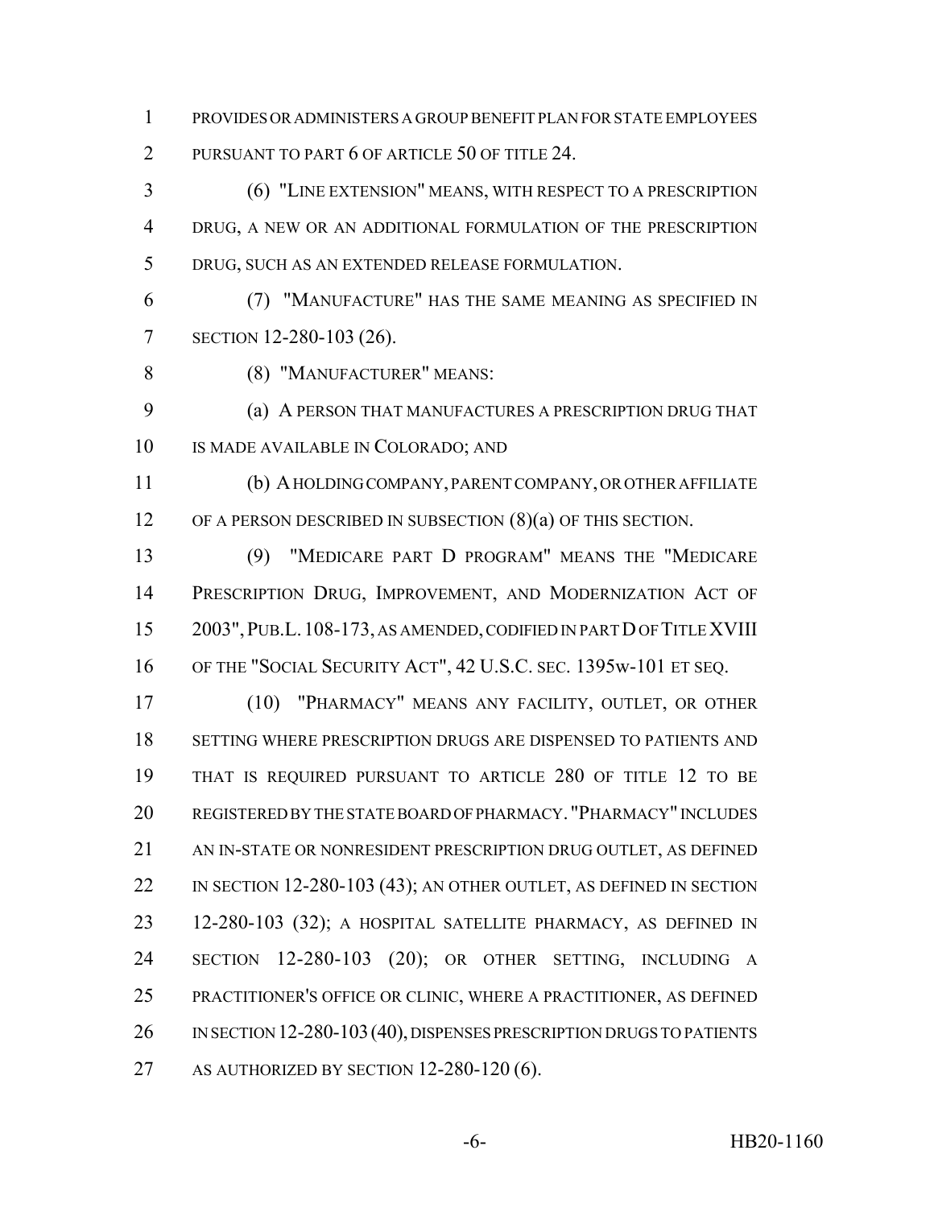PROVIDES OR ADMINISTERS A GROUP BENEFIT PLAN FOR STATE EMPLOYEES PURSUANT TO PART 6 OF ARTICLE 50 OF TITLE 24.

(6) "LINE EXTENSION" MEANS, WITH RESPECT TO A PRESCRIPTION DRUG, A NEW OR AN ADDITIONAL FORMULATION OF THE PRESCRIPTION DRUG, SUCH AS AN EXTENDED RELEASE FORMULATION.

(7) "MANUFACTURE" HAS THE SAME MEANING AS SPECIFIED IN SECTION 12-280-103 (26).

(8) "MANUFACTURER" MEANS:

(a) A PERSON THAT MANUFACTURES A PRESCRIPTION DRUG THAT IS MADE AVAILABLE IN COLORADO; AND

(b) A HOLDING COMPANY, PARENT COMPANY, OR OTHER AFFILIATE OF A PERSON DESCRIBED IN SUBSECTION (8)(a) OF THIS SECTION.

(9) "MEDICARE PART D PROGRAM" MEANS THE "MEDICARE PRESCRIPTION DRUG, IMPROVEMENT, AND MODERNIZATION ACT OF 2003", PUB.L. 108-173, AS AMENDED, CODIFIED IN PART D OF TITLE XVIII OF THE "SOCIAL SECURITY ACT", 42 U.S.C. SEC. 1395w-101 ET SEQ.

(10) "PHARMACY" MEANS ANY FACILITY, OUTLET, OR OTHER SETTING WHERE PRESCRIPTION DRUGS ARE DISPENSED TO PATIENTS AND THAT IS REQUIRED PURSUANT TO ARTICLE 280 OF TITLE 12 TO BE REGISTERED BY THE STATE BOARD OF PHARMACY. "PHARMACY" INCLUDES AN IN-STATE OR NONRESIDENT PRESCRIPTION DRUG OUTLET, AS DEFINED IN SECTION 12-280-103 (43); AN OTHER OUTLET, AS DEFINED IN SECTION 12-280-103 (32); A HOSPITAL SATELLITE PHARMACY, AS DEFINED IN SECTION 12-280-103 (20); OR OTHER SETTING, INCLUDING A PRACTITIONER'S OFFICE OR CLINIC, WHERE A PRACTITIONER, AS DEFINED IN SECTION 12-280-103 (40), DISPENSES PRESCRIPTION DRUGS TO PATIENTS AS AUTHORIZED BY SECTION 12-280-120 (6).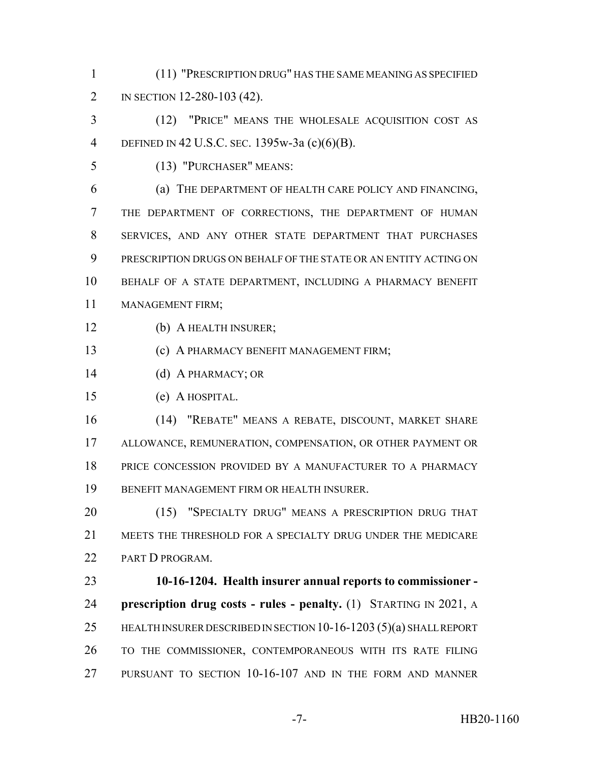(11) "PRESCRIPTION DRUG" HAS THE SAME MEANING AS SPECIFIED IN SECTION 12-280-103 (42).

(12) "PRICE" MEANS THE WHOLESALE ACQUISITION COST AS DEFINED IN 42 U.S.C. SEC. 1395w-3a (c)(6)(B).

(13) "PURCHASER" MEANS:

(a) THE DEPARTMENT OF HEALTH CARE POLICY AND FINANCING, THE DEPARTMENT OF CORRECTIONS, THE DEPARTMENT OF HUMAN SERVICES, AND ANY OTHER STATE DEPARTMENT THAT PURCHASES PRESCRIPTION DRUGS ON BEHALF OF THE STATE OR AN ENTITY ACTING ON BEHALF OF A STATE DEPARTMENT, INCLUDING A PHARMACY BENEFIT MANAGEMENT FIRM;

(b) A HEALTH INSURER;

(c) A PHARMACY BENEFIT MANAGEMENT FIRM;

(d) A PHARMACY; OR

(e) A HOSPITAL.

(14) "REBATE" MEANS A REBATE, DISCOUNT, MARKET SHARE ALLOWANCE, REMUNERATION, COMPENSATION, OR OTHER PAYMENT OR PRICE CONCESSION PROVIDED BY A MANUFACTURER TO A PHARMACY BENEFIT MANAGEMENT FIRM OR HEALTH INSURER.

(15) "SPECIALTY DRUG" MEANS A PRESCRIPTION DRUG THAT MEETS THE THRESHOLD FOR A SPECIALTY DRUG UNDER THE MEDICARE PART D PROGRAM.

**10-16-1204. Health insurer annual reports to commissioner - prescription drug costs - rules - penalty.** (1) STARTING IN 2021, A HEALTH INSURER DESCRIBED IN SECTION 10-16-1203 (5)(a) SHALL REPORT TO THE COMMISSIONER, CONTEMPORANEOUS WITH ITS RATE FILING PURSUANT TO SECTION 10-16-107 AND IN THE FORM AND MANNER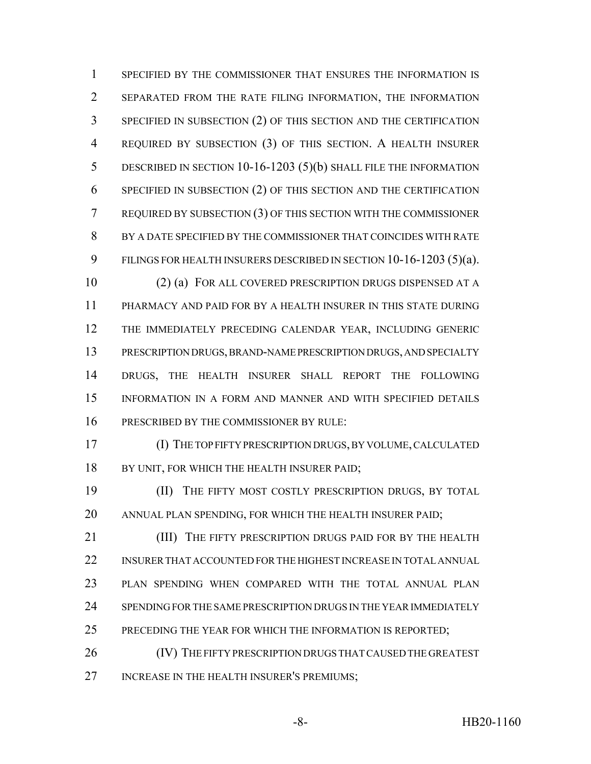SPECIFIED BY THE COMMISSIONER THAT ENSURES THE INFORMATION IS SEPARATED FROM THE RATE FILING INFORMATION, THE INFORMATION SPECIFIED IN SUBSECTION (2) OF THIS SECTION AND THE CERTIFICATION REQUIRED BY SUBSECTION (3) OF THIS SECTION. A HEALTH INSURER DESCRIBED IN SECTION 10-16-1203 (5)(b) SHALL FILE THE INFORMATION SPECIFIED IN SUBSECTION (2) OF THIS SECTION AND THE CERTIFICATION REQUIRED BY SUBSECTION (3) OF THIS SECTION WITH THE COMMISSIONER BY A DATE SPECIFIED BY THE COMMISSIONER THAT COINCIDES WITH RATE FILINGS FOR HEALTH INSURERS DESCRIBED IN SECTION 10-16-1203 (5)(a).

(2) (a) FOR ALL COVERED PRESCRIPTION DRUGS DISPENSED AT A PHARMACY AND PAID FOR BY A HEALTH INSURER IN THIS STATE DURING THE IMMEDIATELY PRECEDING CALENDAR YEAR, INCLUDING GENERIC PRESCRIPTION DRUGS, BRAND-NAME PRESCRIPTION DRUGS, AND SPECIALTY DRUGS, THE HEALTH INSURER SHALL REPORT THE FOLLOWING INFORMATION IN A FORM AND MANNER AND WITH SPECIFIED DETAILS PRESCRIBED BY THE COMMISSIONER BY RULE:

(I) THE TOP FIFTY PRESCRIPTION DRUGS, BY VOLUME, CALCULATED BY UNIT, FOR WHICH THE HEALTH INSURER PAID;

(II) THE FIFTY MOST COSTLY PRESCRIPTION DRUGS, BY TOTAL ANNUAL PLAN SPENDING, FOR WHICH THE HEALTH INSURER PAID;

(III) THE FIFTY PRESCRIPTION DRUGS PAID FOR BY THE HEALTH INSURER THAT ACCOUNTED FOR THE HIGHEST INCREASE IN TOTAL ANNUAL PLAN SPENDING WHEN COMPARED WITH THE TOTAL ANNUAL PLAN SPENDING FOR THE SAME PRESCRIPTION DRUGS IN THE YEAR IMMEDIATELY PRECEDING THE YEAR FOR WHICH THE INFORMATION IS REPORTED;

(IV) THE FIFTY PRESCRIPTION DRUGS THAT CAUSED THE GREATEST INCREASE IN THE HEALTH INSURER'S PREMIUMS;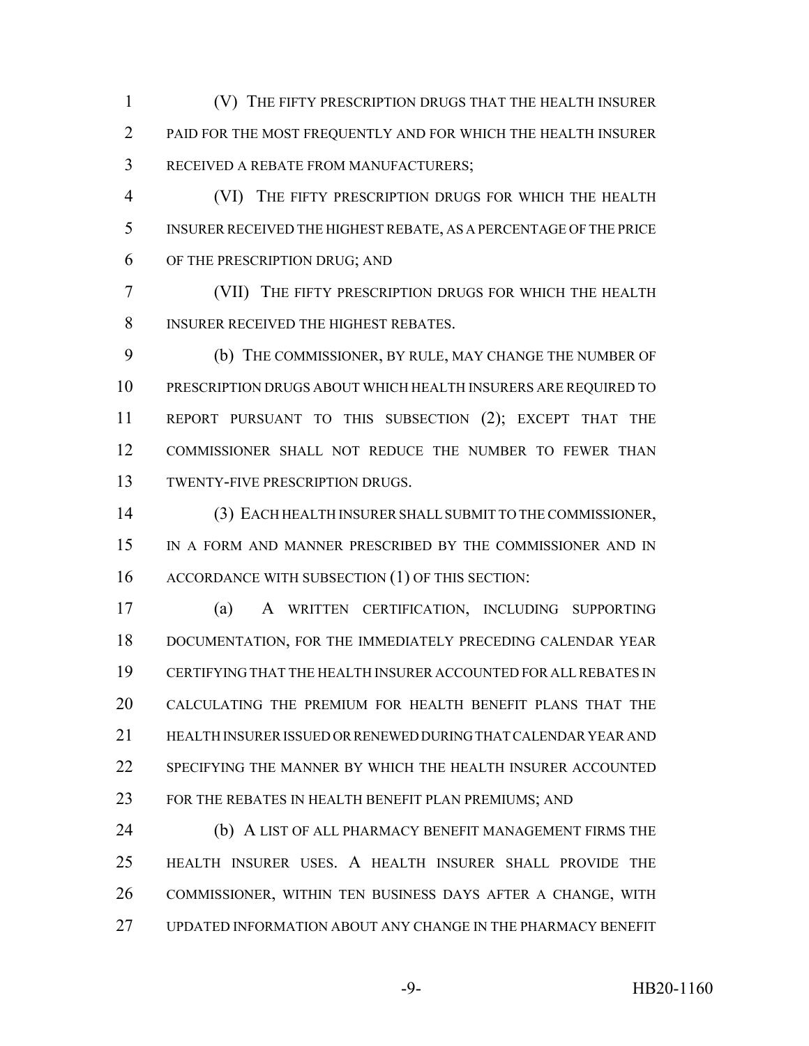(V) THE FIFTY PRESCRIPTION DRUGS THAT THE HEALTH INSURER PAID FOR THE MOST FREQUENTLY AND FOR WHICH THE HEALTH INSURER RECEIVED A REBATE FROM MANUFACTURERS;

(VI) THE FIFTY PRESCRIPTION DRUGS FOR WHICH THE HEALTH INSURER RECEIVED THE HIGHEST REBATE, AS A PERCENTAGE OF THE PRICE OF THE PRESCRIPTION DRUG; AND

(VII) THE FIFTY PRESCRIPTION DRUGS FOR WHICH THE HEALTH INSURER RECEIVED THE HIGHEST REBATES.

(b) THE COMMISSIONER, BY RULE, MAY CHANGE THE NUMBER OF PRESCRIPTION DRUGS ABOUT WHICH HEALTH INSURERS ARE REQUIRED TO REPORT PURSUANT TO THIS SUBSECTION (2); EXCEPT THAT THE COMMISSIONER SHALL NOT REDUCE THE NUMBER TO FEWER THAN TWENTY-FIVE PRESCRIPTION DRUGS.

(3) EACH HEALTH INSURER SHALL SUBMIT TO THE COMMISSIONER, IN A FORM AND MANNER PRESCRIBED BY THE COMMISSIONER AND IN ACCORDANCE WITH SUBSECTION (1) OF THIS SECTION:

(a) A WRITTEN CERTIFICATION, INCLUDING SUPPORTING DOCUMENTATION, FOR THE IMMEDIATELY PRECEDING CALENDAR YEAR CERTIFYING THAT THE HEALTH INSURER ACCOUNTED FOR ALL REBATES IN CALCULATING THE PREMIUM FOR HEALTH BENEFIT PLANS THAT THE HEALTH INSURER ISSUED OR RENEWED DURING THAT CALENDAR YEAR AND SPECIFYING THE MANNER BY WHICH THE HEALTH INSURER ACCOUNTED FOR THE REBATES IN HEALTH BENEFIT PLAN PREMIUMS; AND

(b) A LIST OF ALL PHARMACY BENEFIT MANAGEMENT FIRMS THE HEALTH INSURER USES. A HEALTH INSURER SHALL PROVIDE THE COMMISSIONER, WITHIN TEN BUSINESS DAYS AFTER A CHANGE, WITH UPDATED INFORMATION ABOUT ANY CHANGE IN THE PHARMACY BENEFIT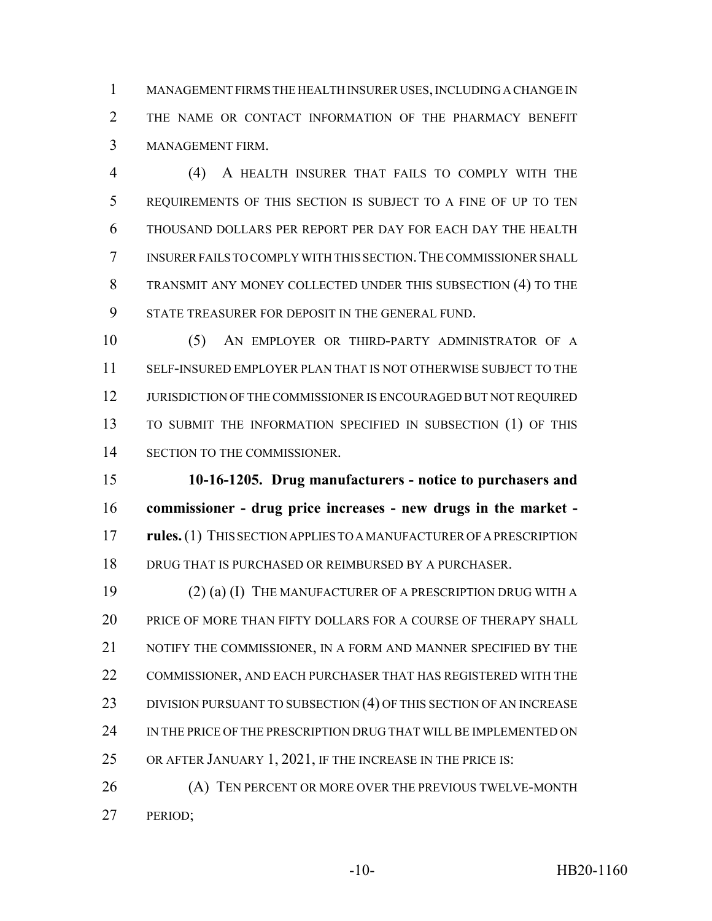MANAGEMENT FIRMS THE HEALTH INSURER USES, INCLUDING A CHANGE IN THE NAME OR CONTACT INFORMATION OF THE PHARMACY BENEFIT MANAGEMENT FIRM.

(4) A HEALTH INSURER THAT FAILS TO COMPLY WITH THE REQUIREMENTS OF THIS SECTION IS SUBJECT TO A FINE OF UP TO TEN THOUSAND DOLLARS PER REPORT PER DAY FOR EACH DAY THE HEALTH INSURER FAILS TO COMPLY WITH THIS SECTION. THE COMMISSIONER SHALL TRANSMIT ANY MONEY COLLECTED UNDER THIS SUBSECTION (4) TO THE STATE TREASURER FOR DEPOSIT IN THE GENERAL FUND.

(5) AN EMPLOYER OR THIRD-PARTY ADMINISTRATOR OF A SELF-INSURED EMPLOYER PLAN THAT IS NOT OTHERWISE SUBJECT TO THE JURISDICTION OF THE COMMISSIONER IS ENCOURAGED BUT NOT REQUIRED TO SUBMIT THE INFORMATION SPECIFIED IN SUBSECTION (1) OF THIS SECTION TO THE COMMISSIONER.

**10-16-1205. Drug manufacturers - notice to purchasers and commissioner - drug price increases - new drugs in the market - rules.** (1) THIS SECTION APPLIES TO A MANUFACTURER OF A PRESCRIPTION DRUG THAT IS PURCHASED OR REIMBURSED BY A PURCHASER.

(2) (a) (I) THE MANUFACTURER OF A PRESCRIPTION DRUG WITH A PRICE OF MORE THAN FIFTY DOLLARS FOR A COURSE OF THERAPY SHALL NOTIFY THE COMMISSIONER, IN A FORM AND MANNER SPECIFIED BY THE COMMISSIONER, AND EACH PURCHASER THAT HAS REGISTERED WITH THE DIVISION PURSUANT TO SUBSECTION (4) OF THIS SECTION OF AN INCREASE IN THE PRICE OF THE PRESCRIPTION DRUG THAT WILL BE IMPLEMENTED ON OR AFTER JANUARY 1, 2021, IF THE INCREASE IN THE PRICE IS:

(A) TEN PERCENT OR MORE OVER THE PREVIOUS TWELVE-MONTH PERIOD;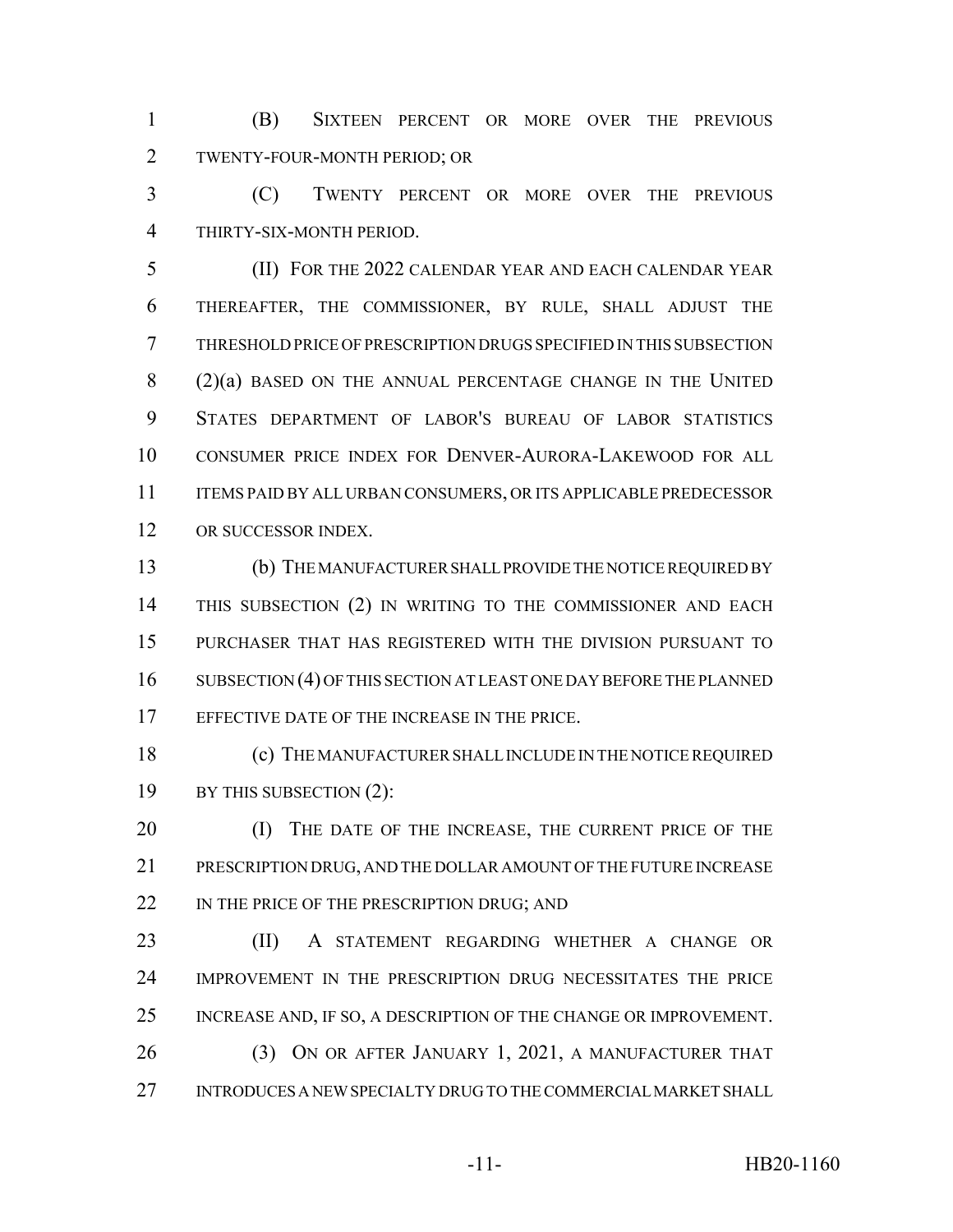(B) SIXTEEN PERCENT OR MORE OVER THE PREVIOUS TWENTY-FOUR-MONTH PERIOD; OR

(C) TWENTY PERCENT OR MORE OVER THE PREVIOUS THIRTY-SIX-MONTH PERIOD.

(II) FOR THE 2022 CALENDAR YEAR AND EACH CALENDAR YEAR THEREAFTER, THE COMMISSIONER, BY RULE, SHALL ADJUST THE THRESHOLD PRICE OF PRESCRIPTION DRUGS SPECIFIED IN THIS SUBSECTION (2)(a) BASED ON THE ANNUAL PERCENTAGE CHANGE IN THE UNITED STATES DEPARTMENT OF LABOR'S BUREAU OF LABOR STATISTICS CONSUMER PRICE INDEX FOR DENVER-AURORA-LAKEWOOD FOR ALL ITEMS PAID BY ALL URBAN CONSUMERS, OR ITS APPLICABLE PREDECESSOR OR SUCCESSOR INDEX.

(b) THE MANUFACTURER SHALL PROVIDE THE NOTICE REQUIRED BY THIS SUBSECTION (2) IN WRITING TO THE COMMISSIONER AND EACH PURCHASER THAT HAS REGISTERED WITH THE DIVISION PURSUANT TO SUBSECTION (4) OF THIS SECTION AT LEAST ONE DAY BEFORE THE PLANNED EFFECTIVE DATE OF THE INCREASE IN THE PRICE.

(c) THE MANUFACTURER SHALL INCLUDE IN THE NOTICE REQUIRED BY THIS SUBSECTION (2):

(I) THE DATE OF THE INCREASE, THE CURRENT PRICE OF THE PRESCRIPTION DRUG, AND THE DOLLAR AMOUNT OF THE FUTURE INCREASE IN THE PRICE OF THE PRESCRIPTION DRUG; AND

(II) A STATEMENT REGARDING WHETHER A CHANGE OR IMPROVEMENT IN THE PRESCRIPTION DRUG NECESSITATES THE PRICE INCREASE AND, IF SO, A DESCRIPTION OF THE CHANGE OR IMPROVEMENT.

(3) ON OR AFTER JANUARY 1, 2021, A MANUFACTURER THAT INTRODUCES A NEW SPECIALTY DRUG TO THE COMMERCIAL MARKET SHALL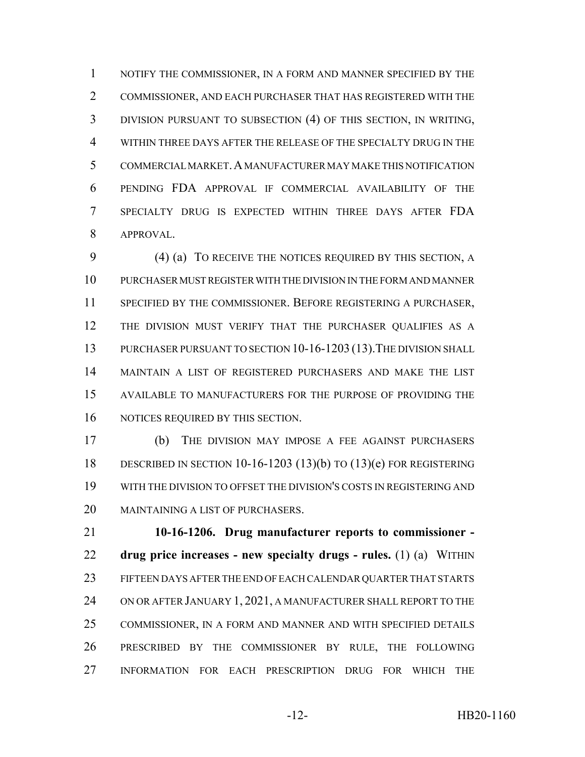NOTIFY THE COMMISSIONER, IN A FORM AND MANNER SPECIFIED BY THE COMMISSIONER, AND EACH PURCHASER THAT HAS REGISTERED WITH THE DIVISION PURSUANT TO SUBSECTION (4) OF THIS SECTION, IN WRITING, WITHIN THREE DAYS AFTER THE RELEASE OF THE SPECIALTY DRUG IN THE COMMERCIAL MARKET. A MANUFACTURER MAY MAKE THIS NOTIFICATION PENDING FDA APPROVAL IF COMMERCIAL AVAILABILITY OF THE SPECIALTY DRUG IS EXPECTED WITHIN THREE DAYS AFTER FDA APPROVAL.

(4) (a) TO RECEIVE THE NOTICES REQUIRED BY THIS SECTION, A PURCHASER MUST REGISTER WITH THE DIVISION IN THE FORM AND MANNER SPECIFIED BY THE COMMISSIONER. BEFORE REGISTERING A PURCHASER, THE DIVISION MUST VERIFY THAT THE PURCHASER QUALIFIES AS A PURCHASER PURSUANT TO SECTION 10-16-1203 (13). THE DIVISION SHALL MAINTAIN A LIST OF REGISTERED PURCHASERS AND MAKE THE LIST AVAILABLE TO MANUFACTURERS FOR THE PURPOSE OF PROVIDING THE NOTICES REQUIRED BY THIS SECTION.

(b) THE DIVISION MAY IMPOSE A FEE AGAINST PURCHASERS DESCRIBED IN SECTION 10-16-1203 (13)(b) TO (13)(e) FOR REGISTERING WITH THE DIVISION TO OFFSET THE DIVISION'S COSTS IN REGISTERING AND MAINTAINING A LIST OF PURCHASERS.

**10-16-1206. Drug manufacturer reports to commissioner - drug price increases - new specialty drugs - rules.** (1) (a) WITHIN FIFTEEN DAYS AFTER THE END OF EACH CALENDAR QUARTER THAT STARTS ON OR AFTER JANUARY 1, 2021, A MANUFACTURER SHALL REPORT TO THE COMMISSIONER, IN A FORM AND MANNER AND WITH SPECIFIED DETAILS PRESCRIBED BY THE COMMISSIONER BY RULE, THE FOLLOWING INFORMATION FOR EACH PRESCRIPTION DRUG FOR WHICH THE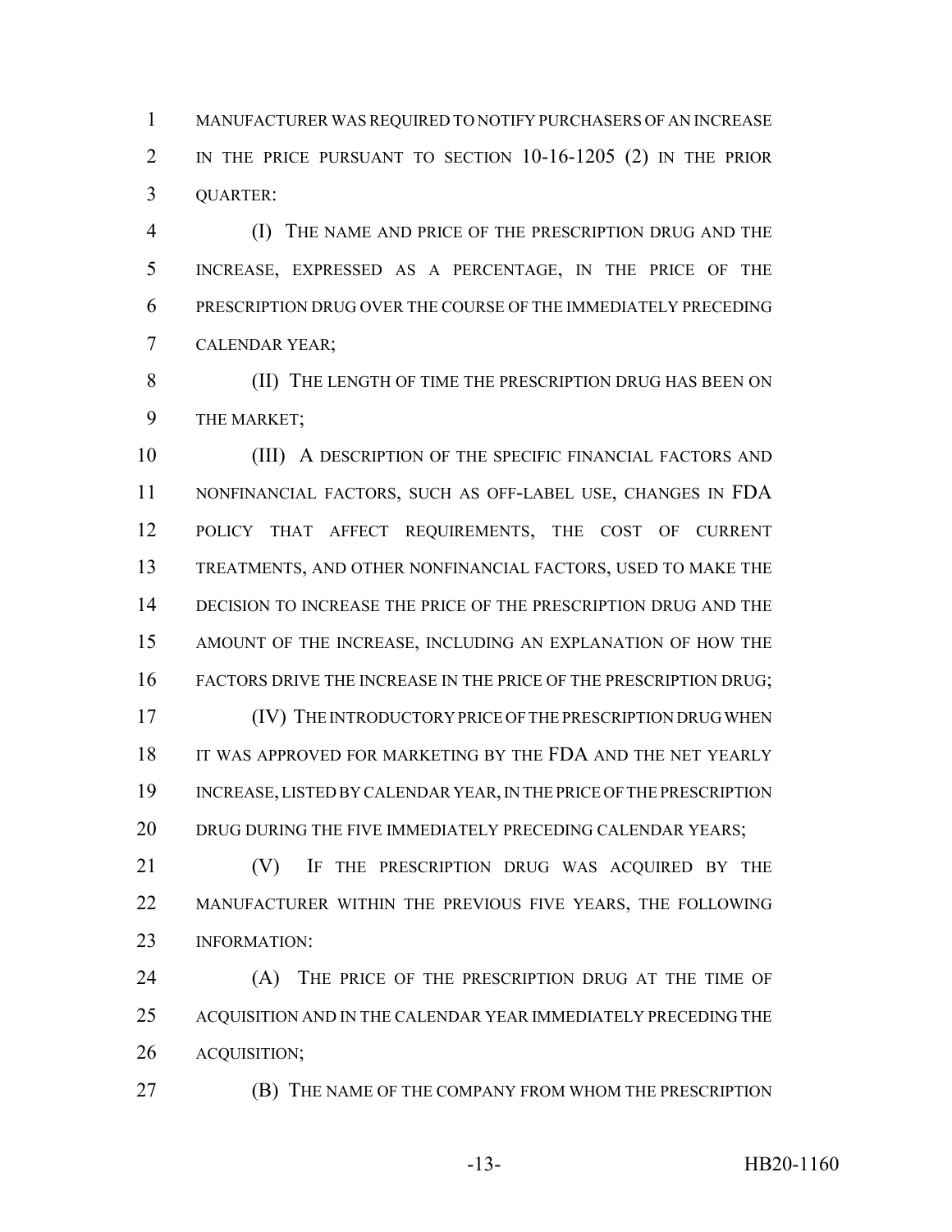MANUFACTURER WAS REQUIRED TO NOTIFY PURCHASERS OF AN INCREASE IN THE PRICE PURSUANT TO SECTION 10-16-1205 (2) IN THE PRIOR QUARTER:

(I) THE NAME AND PRICE OF THE PRESCRIPTION DRUG AND THE INCREASE, EXPRESSED AS A PERCENTAGE, IN THE PRICE OF THE PRESCRIPTION DRUG OVER THE COURSE OF THE IMMEDIATELY PRECEDING CALENDAR YEAR;

(II) THE LENGTH OF TIME THE PRESCRIPTION DRUG HAS BEEN ON THE MARKET;

(III) A DESCRIPTION OF THE SPECIFIC FINANCIAL FACTORS AND NONFINANCIAL FACTORS, SUCH AS OFF-LABEL USE, CHANGES IN FDA POLICY THAT AFFECT REQUIREMENTS, THE COST OF CURRENT TREATMENTS, AND OTHER NONFINANCIAL FACTORS, USED TO MAKE THE DECISION TO INCREASE THE PRICE OF THE PRESCRIPTION DRUG AND THE AMOUNT OF THE INCREASE, INCLUDING AN EXPLANATION OF HOW THE FACTORS DRIVE THE INCREASE IN THE PRICE OF THE PRESCRIPTION DRUG;

(IV) THE INTRODUCTORY PRICE OF THE PRESCRIPTION DRUG WHEN IT WAS APPROVED FOR MARKETING BY THE FDA AND THE NET YEARLY INCREASE, LISTED BY CALENDAR YEAR, IN THE PRICE OF THE PRESCRIPTION DRUG DURING THE FIVE IMMEDIATELY PRECEDING CALENDAR YEARS;

(V) IF THE PRESCRIPTION DRUG WAS ACQUIRED BY THE MANUFACTURER WITHIN THE PREVIOUS FIVE YEARS, THE FOLLOWING INFORMATION:

(A) THE PRICE OF THE PRESCRIPTION DRUG AT THE TIME OF ACQUISITION AND IN THE CALENDAR YEAR IMMEDIATELY PRECEDING THE ACQUISITION;

(B) THE NAME OF THE COMPANY FROM WHOM THE PRESCRIPTION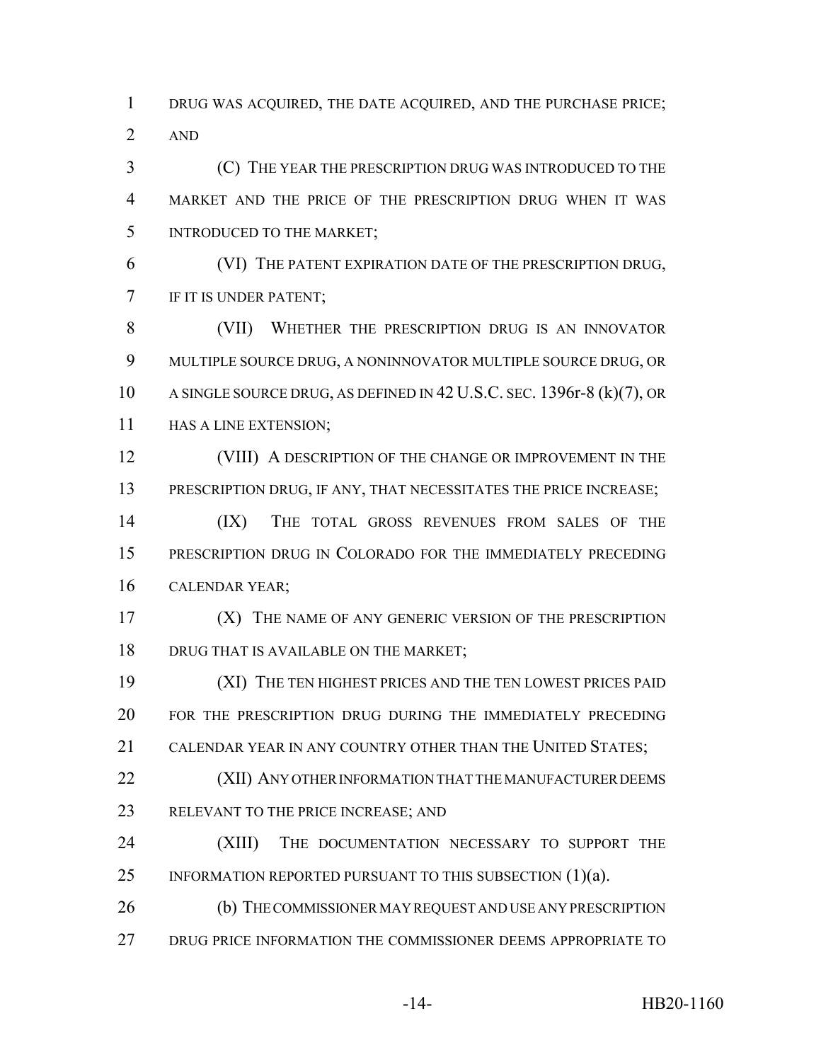DRUG WAS ACQUIRED, THE DATE ACQUIRED, AND THE PURCHASE PRICE; AND

(C) THE YEAR THE PRESCRIPTION DRUG WAS INTRODUCED TO THE MARKET AND THE PRICE OF THE PRESCRIPTION DRUG WHEN IT WAS INTRODUCED TO THE MARKET;

(VI) THE PATENT EXPIRATION DATE OF THE PRESCRIPTION DRUG, IF IT IS UNDER PATENT;

(VII) WHETHER THE PRESCRIPTION DRUG IS AN INNOVATOR MULTIPLE SOURCE DRUG, A NONINNOVATOR MULTIPLE SOURCE DRUG, OR A SINGLE SOURCE DRUG, AS DEFINED IN 42 U.S.C. SEC. 1396r-8 (k)(7), OR HAS A LINE EXTENSION;

(VIII) A DESCRIPTION OF THE CHANGE OR IMPROVEMENT IN THE PRESCRIPTION DRUG, IF ANY, THAT NECESSITATES THE PRICE INCREASE;

(IX) THE TOTAL GROSS REVENUES FROM SALES OF THE PRESCRIPTION DRUG IN COLORADO FOR THE IMMEDIATELY PRECEDING CALENDAR YEAR;

(X) THE NAME OF ANY GENERIC VERSION OF THE PRESCRIPTION DRUG THAT IS AVAILABLE ON THE MARKET;

(XI) THE TEN HIGHEST PRICES AND THE TEN LOWEST PRICES PAID FOR THE PRESCRIPTION DRUG DURING THE IMMEDIATELY PRECEDING CALENDAR YEAR IN ANY COUNTRY OTHER THAN THE UNITED STATES;

(XII) ANY OTHER INFORMATION THAT THE MANUFACTURER DEEMS RELEVANT TO THE PRICE INCREASE; AND

(XIII) THE DOCUMENTATION NECESSARY TO SUPPORT THE INFORMATION REPORTED PURSUANT TO THIS SUBSECTION (1)(a).

(b) THE COMMISSIONER MAY REQUEST AND USE ANY PRESCRIPTION DRUG PRICE INFORMATION THE COMMISSIONER DEEMS APPROPRIATE TO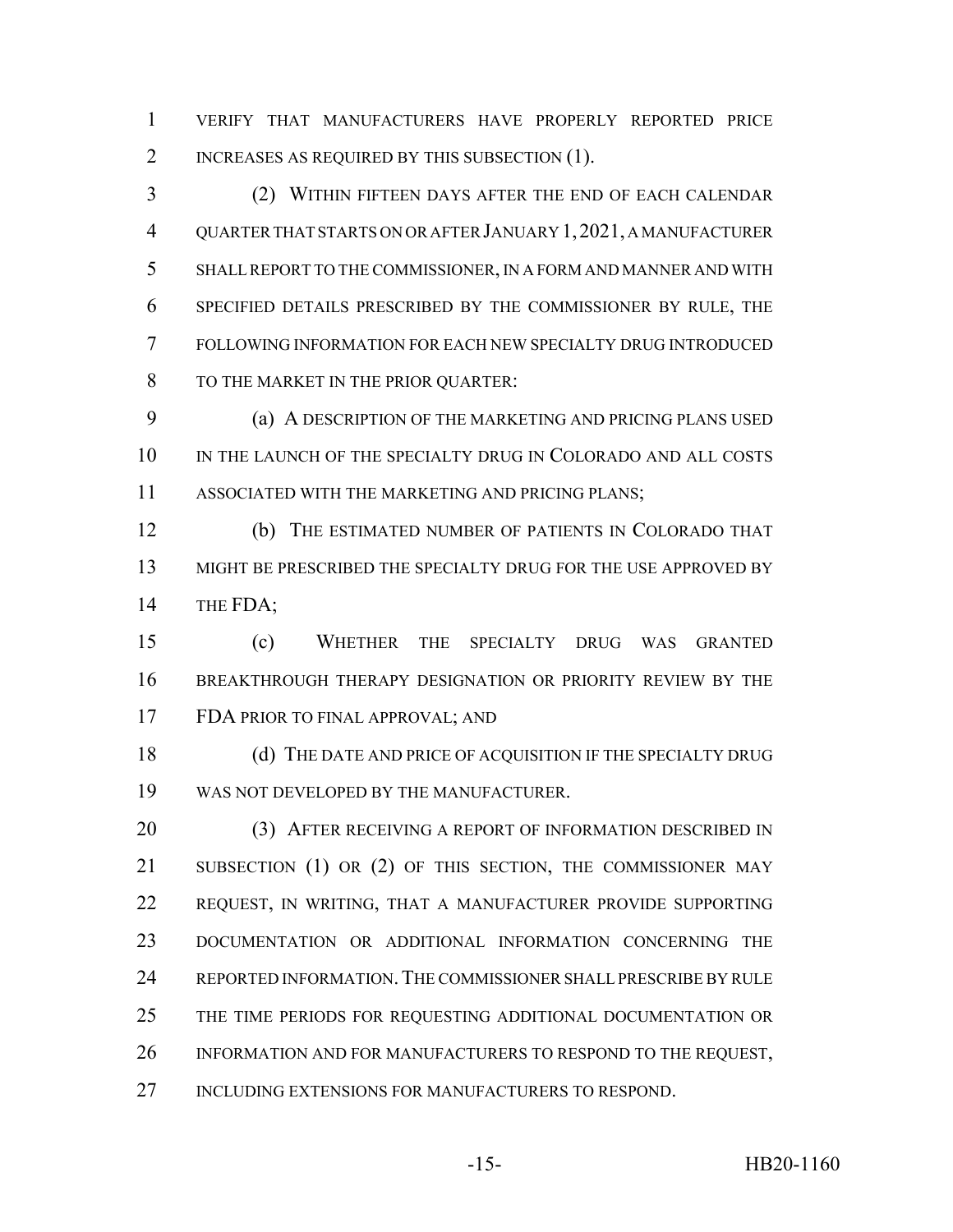VERIFY THAT MANUFACTURERS HAVE PROPERLY REPORTED PRICE INCREASES AS REQUIRED BY THIS SUBSECTION (1).

(2) WITHIN FIFTEEN DAYS AFTER THE END OF EACH CALENDAR QUARTER THAT STARTS ON OR AFTER JANUARY 1, 2021, A MANUFACTURER SHALL REPORT TO THE COMMISSIONER, IN A FORM AND MANNER AND WITH SPECIFIED DETAILS PRESCRIBED BY THE COMMISSIONER BY RULE, THE FOLLOWING INFORMATION FOR EACH NEW SPECIALTY DRUG INTRODUCED TO THE MARKET IN THE PRIOR QUARTER:

(a) A DESCRIPTION OF THE MARKETING AND PRICING PLANS USED IN THE LAUNCH OF THE SPECIALTY DRUG IN COLORADO AND ALL COSTS ASSOCIATED WITH THE MARKETING AND PRICING PLANS;

(b) THE ESTIMATED NUMBER OF PATIENTS IN COLORADO THAT MIGHT BE PRESCRIBED THE SPECIALTY DRUG FOR THE USE APPROVED BY THE FDA;

(c) WHETHER THE SPECIALTY DRUG WAS GRANTED BREAKTHROUGH THERAPY DESIGNATION OR PRIORITY REVIEW BY THE FDA PRIOR TO FINAL APPROVAL; AND

(d) THE DATE AND PRICE OF ACQUISITION IF THE SPECIALTY DRUG WAS NOT DEVELOPED BY THE MANUFACTURER.

(3) AFTER RECEIVING A REPORT OF INFORMATION DESCRIBED IN SUBSECTION (1) OR (2) OF THIS SECTION, THE COMMISSIONER MAY REQUEST, IN WRITING, THAT A MANUFACTURER PROVIDE SUPPORTING DOCUMENTATION OR ADDITIONAL INFORMATION CONCERNING THE REPORTED INFORMATION. THE COMMISSIONER SHALL PRESCRIBE BY RULE THE TIME PERIODS FOR REQUESTING ADDITIONAL DOCUMENTATION OR INFORMATION AND FOR MANUFACTURERS TO RESPOND TO THE REQUEST, INCLUDING EXTENSIONS FOR MANUFACTURERS TO RESPOND.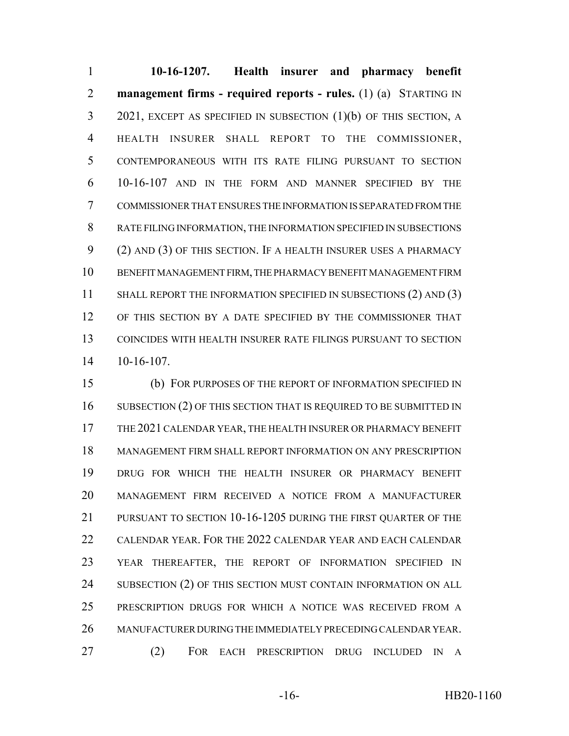**10-16-1207. Health insurer and pharmacy benefit management firms - required reports - rules.** (1) (a) STARTING IN 2021, EXCEPT AS SPECIFIED IN SUBSECTION (1)(b) OF THIS SECTION, A HEALTH INSURER SHALL REPORT TO THE COMMISSIONER, CONTEMPORANEOUS WITH ITS RATE FILING PURSUANT TO SECTION 10-16-107 AND IN THE FORM AND MANNER SPECIFIED BY THE COMMISSIONER THAT ENSURES THE INFORMATION IS SEPARATED FROM THE RATE FILING INFORMATION, THE INFORMATION SPECIFIED IN SUBSECTIONS (2) AND (3) OF THIS SECTION. IF A HEALTH INSURER USES A PHARMACY BENEFIT MANAGEMENT FIRM, THE PHARMACY BENEFIT MANAGEMENT FIRM SHALL REPORT THE INFORMATION SPECIFIED IN SUBSECTIONS (2) AND (3) OF THIS SECTION BY A DATE SPECIFIED BY THE COMMISSIONER THAT COINCIDES WITH HEALTH INSURER RATE FILINGS PURSUANT TO SECTION 10-16-107.

(b) FOR PURPOSES OF THE REPORT OF INFORMATION SPECIFIED IN SUBSECTION (2) OF THIS SECTION THAT IS REQUIRED TO BE SUBMITTED IN THE 2021 CALENDAR YEAR, THE HEALTH INSURER OR PHARMACY BENEFIT MANAGEMENT FIRM SHALL REPORT INFORMATION ON ANY PRESCRIPTION DRUG FOR WHICH THE HEALTH INSURER OR PHARMACY BENEFIT MANAGEMENT FIRM RECEIVED A NOTICE FROM A MANUFACTURER PURSUANT TO SECTION 10-16-1205 DURING THE FIRST QUARTER OF THE CALENDAR YEAR. FOR THE 2022 CALENDAR YEAR AND EACH CALENDAR YEAR THEREAFTER, THE REPORT OF INFORMATION SPECIFIED IN SUBSECTION (2) OF THIS SECTION MUST CONTAIN INFORMATION ON ALL PRESCRIPTION DRUGS FOR WHICH A NOTICE WAS RECEIVED FROM A MANUFACTURER DURING THE IMMEDIATELY PRECEDING CALENDAR YEAR.

(2) FOR EACH PRESCRIPTION DRUG INCLUDED IN A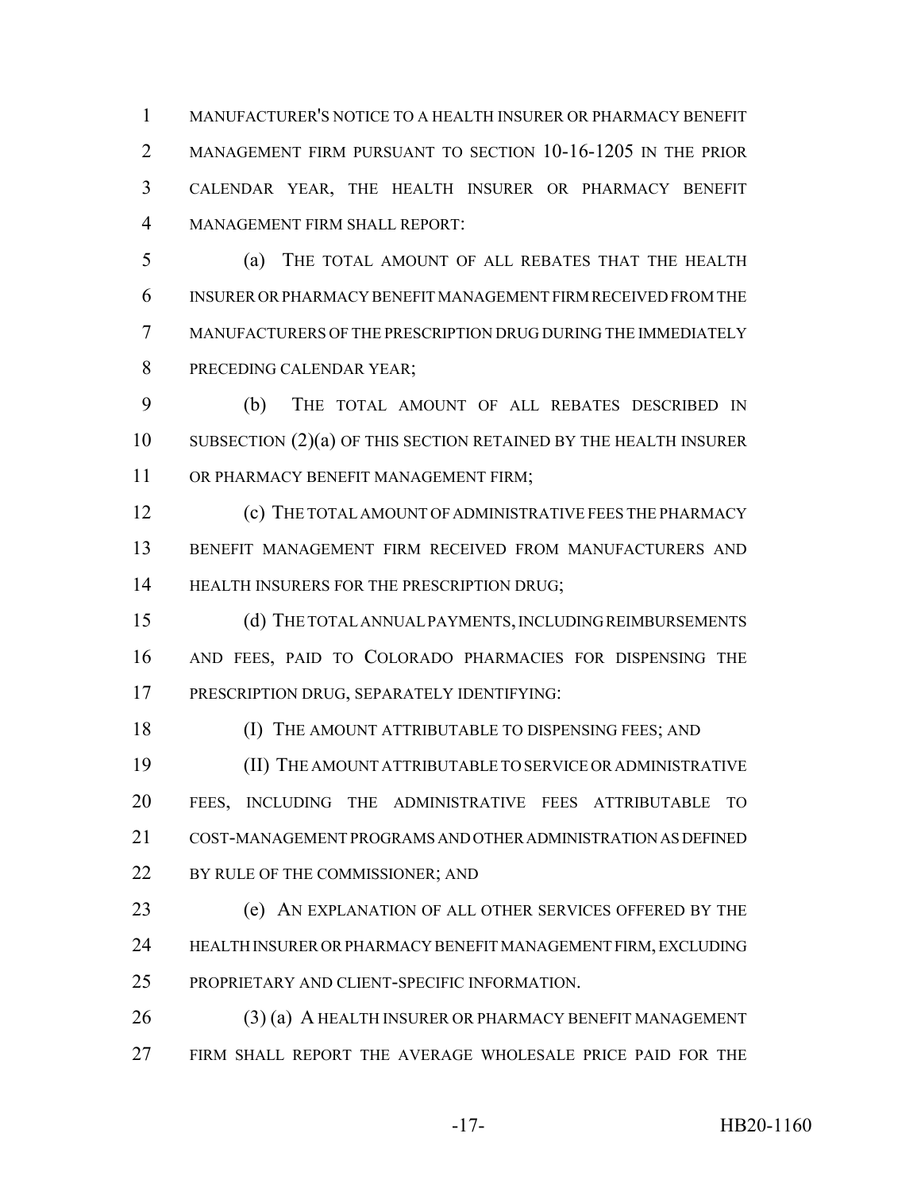MANUFACTURER'S NOTICE TO A HEALTH INSURER OR PHARMACY BENEFIT MANAGEMENT FIRM PURSUANT TO SECTION 10-16-1205 IN THE PRIOR CALENDAR YEAR, THE HEALTH INSURER OR PHARMACY BENEFIT MANAGEMENT FIRM SHALL REPORT:

(a) THE TOTAL AMOUNT OF ALL REBATES THAT THE HEALTH INSURER OR PHARMACY BENEFIT MANAGEMENT FIRM RECEIVED FROM THE MANUFACTURERS OF THE PRESCRIPTION DRUG DURING THE IMMEDIATELY PRECEDING CALENDAR YEAR;

(b) THE TOTAL AMOUNT OF ALL REBATES DESCRIBED IN SUBSECTION (2)(a) OF THIS SECTION RETAINED BY THE HEALTH INSURER OR PHARMACY BENEFIT MANAGEMENT FIRM;

(c) THE TOTAL AMOUNT OF ADMINISTRATIVE FEES THE PHARMACY BENEFIT MANAGEMENT FIRM RECEIVED FROM MANUFACTURERS AND HEALTH INSURERS FOR THE PRESCRIPTION DRUG;

(d) THE TOTAL ANNUAL PAYMENTS, INCLUDING REIMBURSEMENTS AND FEES, PAID TO COLORADO PHARMACIES FOR DISPENSING THE PRESCRIPTION DRUG, SEPARATELY IDENTIFYING:

(I) THE AMOUNT ATTRIBUTABLE TO DISPENSING FEES; AND

(II) THE AMOUNT ATTRIBUTABLE TO SERVICE OR ADMINISTRATIVE FEES, INCLUDING THE ADMINISTRATIVE FEES ATTRIBUTABLE TO COST-MANAGEMENT PROGRAMS AND OTHER ADMINISTRATION AS DEFINED BY RULE OF THE COMMISSIONER; AND

(e) AN EXPLANATION OF ALL OTHER SERVICES OFFERED BY THE HEALTH INSURER OR PHARMACY BENEFIT MANAGEMENT FIRM, EXCLUDING PROPRIETARY AND CLIENT-SPECIFIC INFORMATION.

(3) (a) A HEALTH INSURER OR PHARMACY BENEFIT MANAGEMENT FIRM SHALL REPORT THE AVERAGE WHOLESALE PRICE PAID FOR THE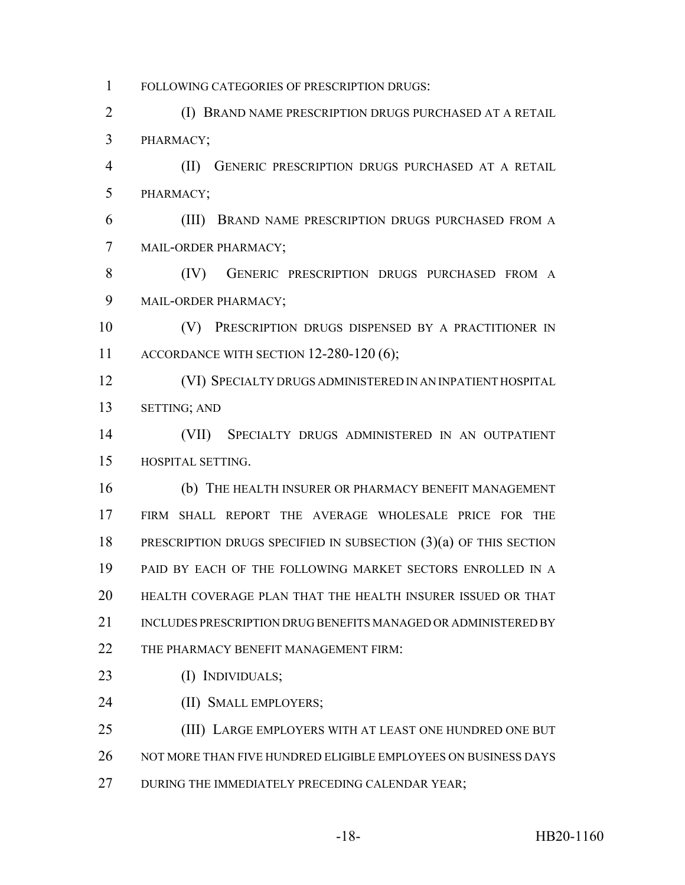FOLLOWING CATEGORIES OF PRESCRIPTION DRUGS:

(I) BRAND NAME PRESCRIPTION DRUGS PURCHASED AT A RETAIL PHARMACY;

(II) GENERIC PRESCRIPTION DRUGS PURCHASED AT A RETAIL PHARMACY;

(III) BRAND NAME PRESCRIPTION DRUGS PURCHASED FROM A MAIL-ORDER PHARMACY;

(IV) GENERIC PRESCRIPTION DRUGS PURCHASED FROM A MAIL-ORDER PHARMACY;

(V) PRESCRIPTION DRUGS DISPENSED BY A PRACTITIONER IN ACCORDANCE WITH SECTION 12-280-120 (6);

(VI) SPECIALTY DRUGS ADMINISTERED IN AN INPATIENT HOSPITAL SETTING; AND

(VII) SPECIALTY DRUGS ADMINISTERED IN AN OUTPATIENT HOSPITAL SETTING.

(b) THE HEALTH INSURER OR PHARMACY BENEFIT MANAGEMENT FIRM SHALL REPORT THE AVERAGE WHOLESALE PRICE FOR THE PRESCRIPTION DRUGS SPECIFIED IN SUBSECTION (3)(a) OF THIS SECTION PAID BY EACH OF THE FOLLOWING MARKET SECTORS ENROLLED IN A HEALTH COVERAGE PLAN THAT THE HEALTH INSURER ISSUED OR THAT INCLUDES PRESCRIPTION DRUG BENEFITS MANAGED OR ADMINISTERED BY THE PHARMACY BENEFIT MANAGEMENT FIRM:

(I) INDIVIDUALS;

(II) SMALL EMPLOYERS;

(III) LARGE EMPLOYERS WITH AT LEAST ONE HUNDRED ONE BUT NOT MORE THAN FIVE HUNDRED ELIGIBLE EMPLOYEES ON BUSINESS DAYS DURING THE IMMEDIATELY PRECEDING CALENDAR YEAR;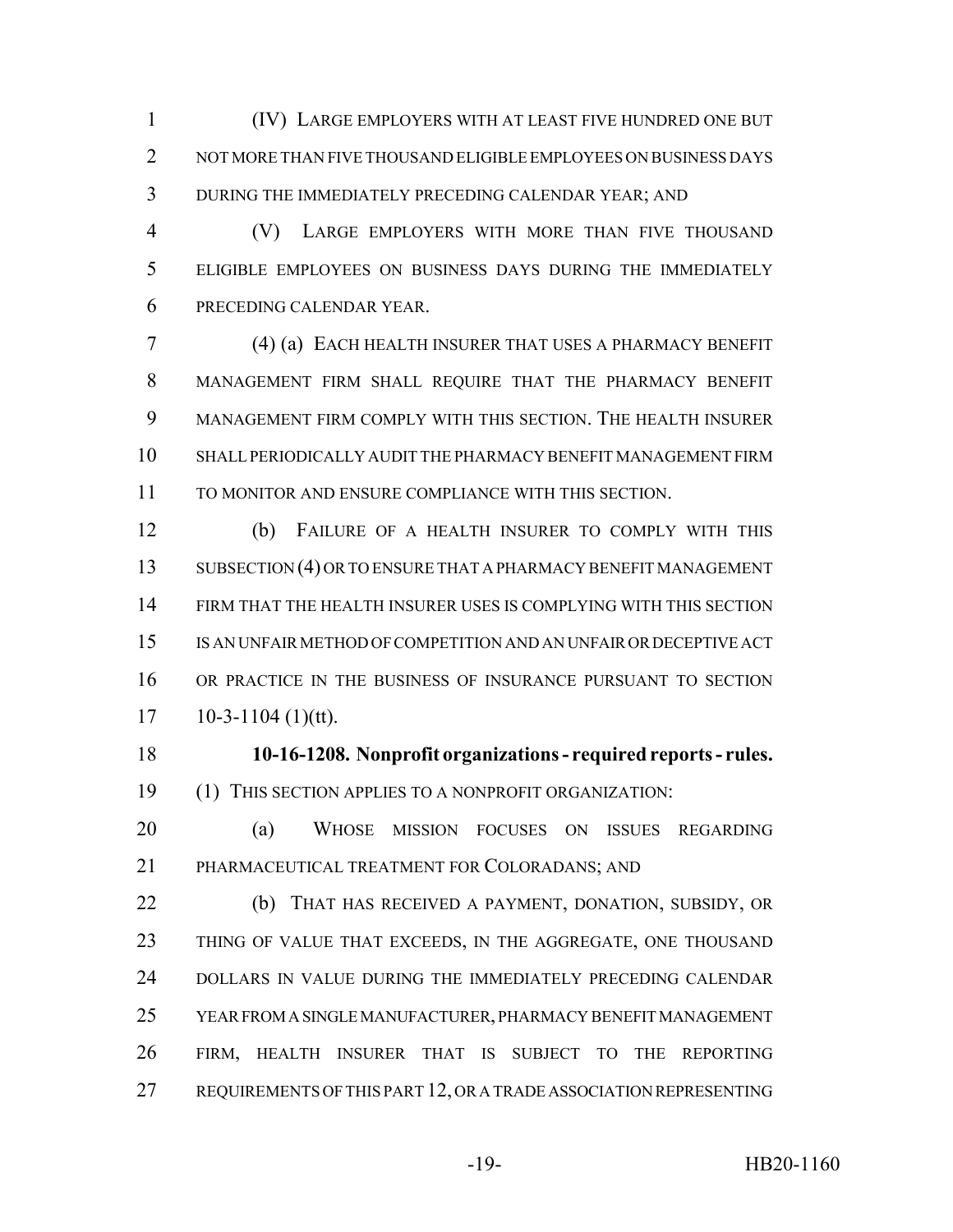(IV) LARGE EMPLOYERS WITH AT LEAST FIVE HUNDRED ONE BUT NOT MORE THAN FIVE THOUSAND ELIGIBLE EMPLOYEES ON BUSINESS DAYS DURING THE IMMEDIATELY PRECEDING CALENDAR YEAR; AND

(V) LARGE EMPLOYERS WITH MORE THAN FIVE THOUSAND ELIGIBLE EMPLOYEES ON BUSINESS DAYS DURING THE IMMEDIATELY PRECEDING CALENDAR YEAR.

(4) (a) EACH HEALTH INSURER THAT USES A PHARMACY BENEFIT MANAGEMENT FIRM SHALL REQUIRE THAT THE PHARMACY BENEFIT MANAGEMENT FIRM COMPLY WITH THIS SECTION. THE HEALTH INSURER SHALL PERIODICALLY AUDIT THE PHARMACY BENEFIT MANAGEMENT FIRM TO MONITOR AND ENSURE COMPLIANCE WITH THIS SECTION.

(b) FAILURE OF A HEALTH INSURER TO COMPLY WITH THIS SUBSECTION (4) OR TO ENSURE THAT A PHARMACY BENEFIT MANAGEMENT FIRM THAT THE HEALTH INSURER USES IS COMPLYING WITH THIS SECTION IS AN UNFAIR METHOD OF COMPETITION AND AN UNFAIR OR DECEPTIVE ACT OR PRACTICE IN THE BUSINESS OF INSURANCE PURSUANT TO SECTION 10-3-1104 (1)(tt).

**10-16-1208. Nonprofit organizations - required reports - rules.** (1) THIS SECTION APPLIES TO A NONPROFIT ORGANIZATION:

(a) WHOSE MISSION FOCUSES ON ISSUES REGARDING PHARMACEUTICAL TREATMENT FOR COLORADANS; AND

(b) THAT HAS RECEIVED A PAYMENT, DONATION, SUBSIDY, OR THING OF VALUE THAT EXCEEDS, IN THE AGGREGATE, ONE THOUSAND DOLLARS IN VALUE DURING THE IMMEDIATELY PRECEDING CALENDAR YEAR FROM A SINGLE MANUFACTURER, PHARMACY BENEFIT MANAGEMENT FIRM, HEALTH INSURER THAT IS SUBJECT TO THE REPORTING REQUIREMENTS OF THIS PART 12, OR A TRADE ASSOCIATION REPRESENTING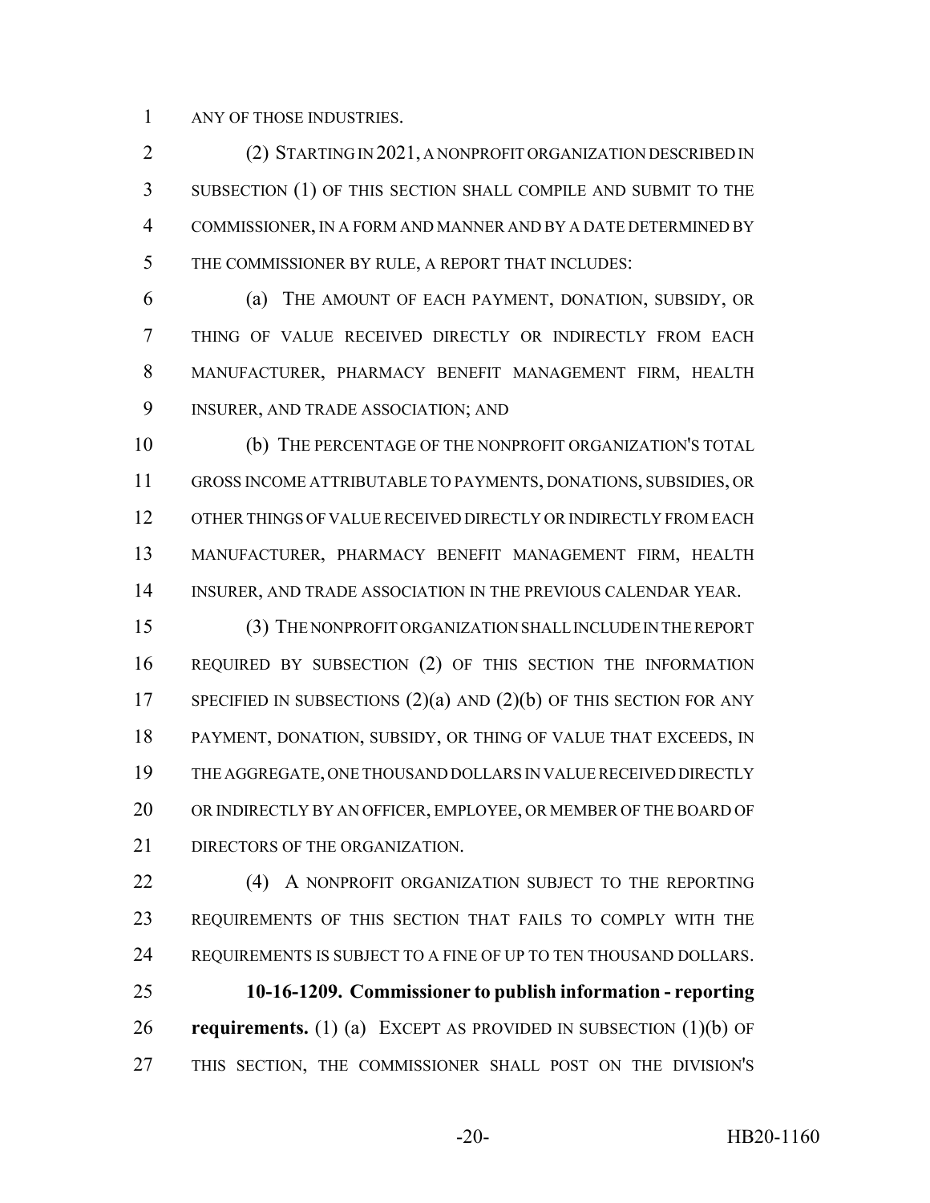ANY OF THOSE INDUSTRIES.

(2) STARTING IN 2021, A NONPROFIT ORGANIZATION DESCRIBED IN SUBSECTION (1) OF THIS SECTION SHALL COMPILE AND SUBMIT TO THE COMMISSIONER, IN A FORM AND MANNER AND BY A DATE DETERMINED BY THE COMMISSIONER BY RULE, A REPORT THAT INCLUDES:

(a) THE AMOUNT OF EACH PAYMENT, DONATION, SUBSIDY, OR THING OF VALUE RECEIVED DIRECTLY OR INDIRECTLY FROM EACH MANUFACTURER, PHARMACY BENEFIT MANAGEMENT FIRM, HEALTH INSURER, AND TRADE ASSOCIATION; AND

(b) THE PERCENTAGE OF THE NONPROFIT ORGANIZATION'S TOTAL GROSS INCOME ATTRIBUTABLE TO PAYMENTS, DONATIONS, SUBSIDIES, OR OTHER THINGS OF VALUE RECEIVED DIRECTLY OR INDIRECTLY FROM EACH MANUFACTURER, PHARMACY BENEFIT MANAGEMENT FIRM, HEALTH INSURER, AND TRADE ASSOCIATION IN THE PREVIOUS CALENDAR YEAR.

(3) THE NONPROFIT ORGANIZATION SHALL INCLUDE IN THE REPORT REQUIRED BY SUBSECTION (2) OF THIS SECTION THE INFORMATION SPECIFIED IN SUBSECTIONS (2)(a) AND (2)(b) OF THIS SECTION FOR ANY PAYMENT, DONATION, SUBSIDY, OR THING OF VALUE THAT EXCEEDS, IN THE AGGREGATE, ONE THOUSAND DOLLARS IN VALUE RECEIVED DIRECTLY OR INDIRECTLY BY AN OFFICER, EMPLOYEE, OR MEMBER OF THE BOARD OF DIRECTORS OF THE ORGANIZATION.

(4) A NONPROFIT ORGANIZATION SUBJECT TO THE REPORTING REQUIREMENTS OF THIS SECTION THAT FAILS TO COMPLY WITH THE REQUIREMENTS IS SUBJECT TO A FINE OF UP TO TEN THOUSAND DOLLARS.

**10-16-1209. Commissioner to publish information - reporting requirements.** (1) (a) EXCEPT AS PROVIDED IN SUBSECTION (1)(b) OF THIS SECTION, THE COMMISSIONER SHALL POST ON THE DIVISION'S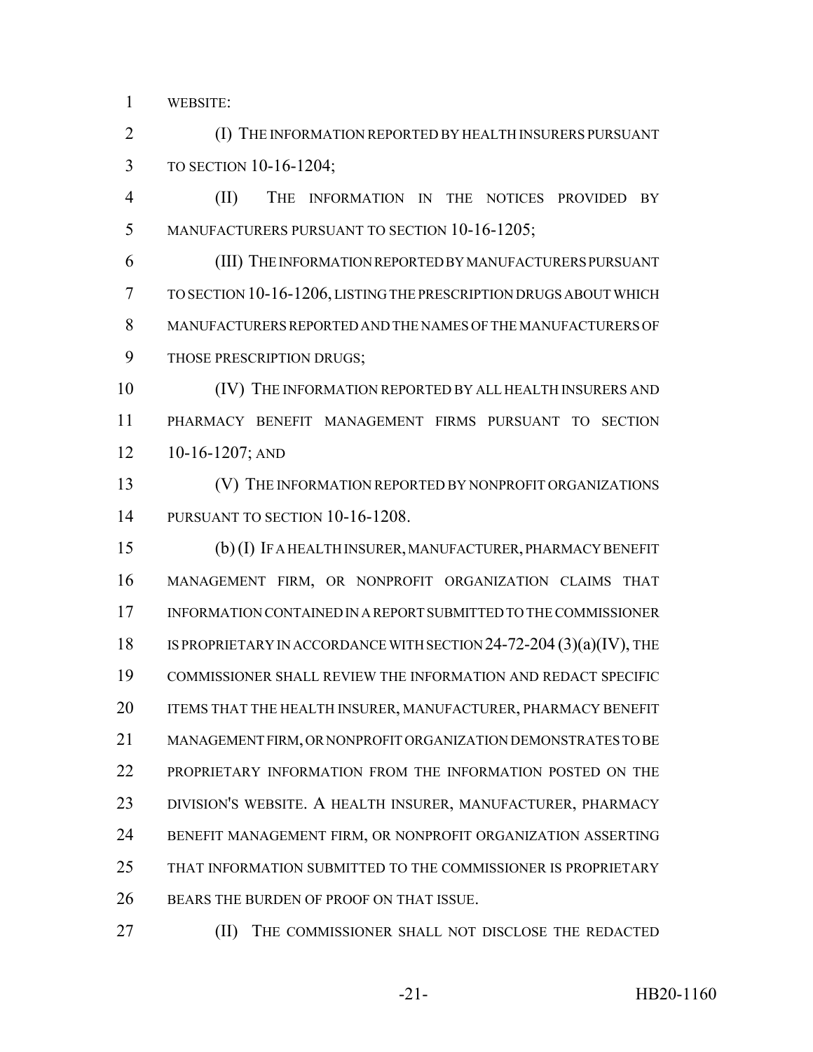WEBSITE:

(I) THE INFORMATION REPORTED BY HEALTH INSURERS PURSUANT TO SECTION 10-16-1204;

(II) THE INFORMATION IN THE NOTICES PROVIDED BY MANUFACTURERS PURSUANT TO SECTION 10-16-1205;

(III) THE INFORMATION REPORTED BY MANUFACTURERS PURSUANT TO SECTION 10-16-1206, LISTING THE PRESCRIPTION DRUGS ABOUT WHICH MANUFACTURERS REPORTED AND THE NAMES OF THE MANUFACTURERS OF THOSE PRESCRIPTION DRUGS;

(IV) THE INFORMATION REPORTED BY ALL HEALTH INSURERS AND PHARMACY BENEFIT MANAGEMENT FIRMS PURSUANT TO SECTION 10-16-1207; AND

(V) THE INFORMATION REPORTED BY NONPROFIT ORGANIZATIONS PURSUANT TO SECTION 10-16-1208.

(b) (I) IF A HEALTH INSURER, MANUFACTURER, PHARMACY BENEFIT MANAGEMENT FIRM, OR NONPROFIT ORGANIZATION CLAIMS THAT INFORMATION CONTAINED IN A REPORT SUBMITTED TO THE COMMISSIONER IS PROPRIETARY IN ACCORDANCE WITH SECTION 24-72-204 (3)(a)(IV), THE COMMISSIONER SHALL REVIEW THE INFORMATION AND REDACT SPECIFIC ITEMS THAT THE HEALTH INSURER, MANUFACTURER, PHARMACY BENEFIT MANAGEMENT FIRM, OR NONPROFIT ORGANIZATION DEMONSTRATES TO BE PROPRIETARY INFORMATION FROM THE INFORMATION POSTED ON THE DIVISION'S WEBSITE. A HEALTH INSURER, MANUFACTURER, PHARMACY BENEFIT MANAGEMENT FIRM, OR NONPROFIT ORGANIZATION ASSERTING THAT INFORMATION SUBMITTED TO THE COMMISSIONER IS PROPRIETARY BEARS THE BURDEN OF PROOF ON THAT ISSUE.

(II) THE COMMISSIONER SHALL NOT DISCLOSE THE REDACTED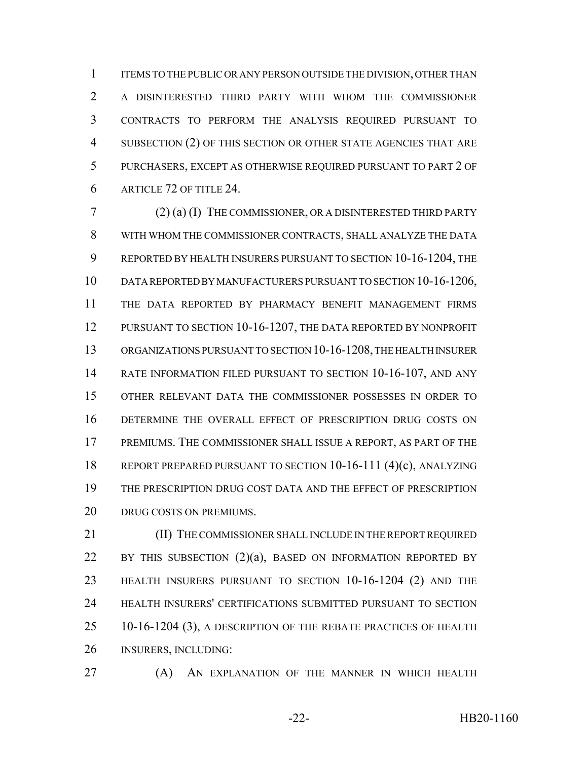ITEMS TO THE PUBLIC OR ANY PERSON OUTSIDE THE DIVISION, OTHER THAN A DISINTERESTED THIRD PARTY WITH WHOM THE COMMISSIONER CONTRACTS TO PERFORM THE ANALYSIS REQUIRED PURSUANT TO SUBSECTION (2) OF THIS SECTION OR OTHER STATE AGENCIES THAT ARE PURCHASERS, EXCEPT AS OTHERWISE REQUIRED PURSUANT TO PART 2 OF ARTICLE 72 OF TITLE 24.

(2) (a) (I) THE COMMISSIONER, OR A DISINTERESTED THIRD PARTY WITH WHOM THE COMMISSIONER CONTRACTS, SHALL ANALYZE THE DATA REPORTED BY HEALTH INSURERS PURSUANT TO SECTION 10-16-1204, THE DATA REPORTED BY MANUFACTURERS PURSUANT TO SECTION 10-16-1206, THE DATA REPORTED BY PHARMACY BENEFIT MANAGEMENT FIRMS PURSUANT TO SECTION 10-16-1207, THE DATA REPORTED BY NONPROFIT ORGANIZATIONS PURSUANT TO SECTION 10-16-1208, THE HEALTH INSURER RATE INFORMATION FILED PURSUANT TO SECTION 10-16-107, AND ANY OTHER RELEVANT DATA THE COMMISSIONER POSSESSES IN ORDER TO DETERMINE THE OVERALL EFFECT OF PRESCRIPTION DRUG COSTS ON PREMIUMS. THE COMMISSIONER SHALL ISSUE A REPORT, AS PART OF THE REPORT PREPARED PURSUANT TO SECTION 10-16-111 (4)(c), ANALYZING THE PRESCRIPTION DRUG COST DATA AND THE EFFECT OF PRESCRIPTION DRUG COSTS ON PREMIUMS.

(II) THE COMMISSIONER SHALL INCLUDE IN THE REPORT REQUIRED BY THIS SUBSECTION (2)(a), BASED ON INFORMATION REPORTED BY HEALTH INSURERS PURSUANT TO SECTION 10-16-1204 (2) AND THE HEALTH INSURERS' CERTIFICATIONS SUBMITTED PURSUANT TO SECTION 10-16-1204 (3), A DESCRIPTION OF THE REBATE PRACTICES OF HEALTH INSURERS, INCLUDING:

(A) AN EXPLANATION OF THE MANNER IN WHICH HEALTH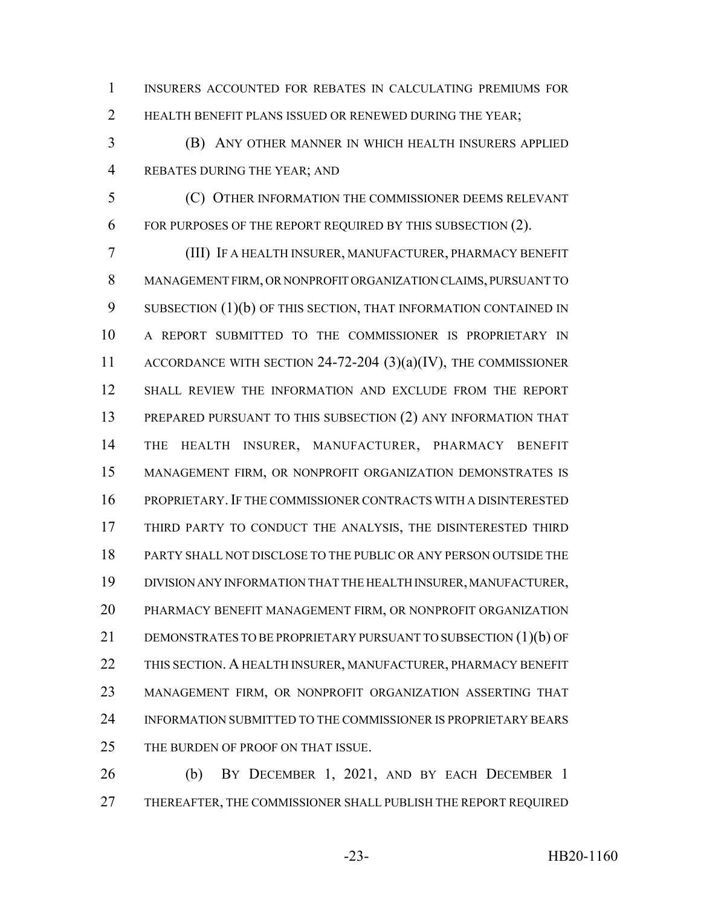INSURERS ACCOUNTED FOR REBATES IN CALCULATING PREMIUMS FOR HEALTH BENEFIT PLANS ISSUED OR RENEWED DURING THE YEAR;

(B) ANY OTHER MANNER IN WHICH HEALTH INSURERS APPLIED REBATES DURING THE YEAR; AND

(C) OTHER INFORMATION THE COMMISSIONER DEEMS RELEVANT FOR PURPOSES OF THE REPORT REQUIRED BY THIS SUBSECTION (2).

(III) IF A HEALTH INSURER, MANUFACTURER, PHARMACY BENEFIT MANAGEMENT FIRM, OR NONPROFIT ORGANIZATION CLAIMS, PURSUANT TO SUBSECTION (1)(b) OF THIS SECTION, THAT INFORMATION CONTAINED IN A REPORT SUBMITTED TO THE COMMISSIONER IS PROPRIETARY IN ACCORDANCE WITH SECTION 24-72-204 (3)(a)(IV), THE COMMISSIONER SHALL REVIEW THE INFORMATION AND EXCLUDE FROM THE REPORT PREPARED PURSUANT TO THIS SUBSECTION (2) ANY INFORMATION THAT THE HEALTH INSURER, MANUFACTURER, PHARMACY BENEFIT MANAGEMENT FIRM, OR NONPROFIT ORGANIZATION DEMONSTRATES IS PROPRIETARY. IF THE COMMISSIONER CONTRACTS WITH A DISINTERESTED THIRD PARTY TO CONDUCT THE ANALYSIS, THE DISINTERESTED THIRD PARTY SHALL NOT DISCLOSE TO THE PUBLIC OR ANY PERSON OUTSIDE THE DIVISION ANY INFORMATION THAT THE HEALTH INSURER, MANUFACTURER, PHARMACY BENEFIT MANAGEMENT FIRM, OR NONPROFIT ORGANIZATION DEMONSTRATES TO BE PROPRIETARY PURSUANT TO SUBSECTION (1)(b) OF THIS SECTION. A HEALTH INSURER, MANUFACTURER, PHARMACY BENEFIT MANAGEMENT FIRM, OR NONPROFIT ORGANIZATION ASSERTING THAT INFORMATION SUBMITTED TO THE COMMISSIONER IS PROPRIETARY BEARS THE BURDEN OF PROOF ON THAT ISSUE.

(b) BY DECEMBER 1, 2021, AND BY EACH DECEMBER 1 THEREAFTER, THE COMMISSIONER SHALL PUBLISH THE REPORT REQUIRED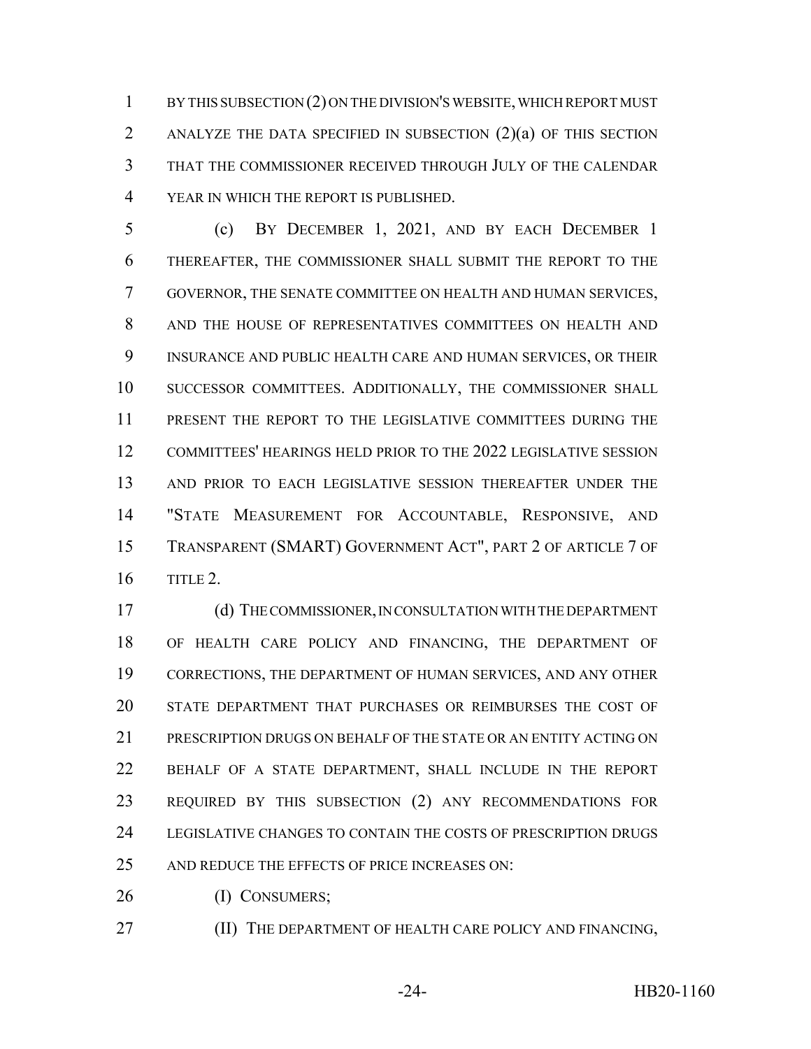BY THIS SUBSECTION (2) ON THE DIVISION'S WEBSITE, WHICH REPORT MUST ANALYZE THE DATA SPECIFIED IN SUBSECTION (2)(a) OF THIS SECTION THAT THE COMMISSIONER RECEIVED THROUGH JULY OF THE CALENDAR YEAR IN WHICH THE REPORT IS PUBLISHED.

(c) BY DECEMBER 1, 2021, AND BY EACH DECEMBER 1 THEREAFTER, THE COMMISSIONER SHALL SUBMIT THE REPORT TO THE GOVERNOR, THE SENATE COMMITTEE ON HEALTH AND HUMAN SERVICES, AND THE HOUSE OF REPRESENTATIVES COMMITTEES ON HEALTH AND INSURANCE AND PUBLIC HEALTH CARE AND HUMAN SERVICES, OR THEIR SUCCESSOR COMMITTEES. ADDITIONALLY, THE COMMISSIONER SHALL PRESENT THE REPORT TO THE LEGISLATIVE COMMITTEES DURING THE COMMITTEES' HEARINGS HELD PRIOR TO THE 2022 LEGISLATIVE SESSION AND PRIOR TO EACH LEGISLATIVE SESSION THEREAFTER UNDER THE "STATE MEASUREMENT FOR ACCOUNTABLE, RESPONSIVE, AND TRANSPARENT (SMART) GOVERNMENT ACT", PART 2 OF ARTICLE 7 OF TITLE 2.

(d) THE COMMISSIONER, IN CONSULTATION WITH THE DEPARTMENT OF HEALTH CARE POLICY AND FINANCING, THE DEPARTMENT OF CORRECTIONS, THE DEPARTMENT OF HUMAN SERVICES, AND ANY OTHER STATE DEPARTMENT THAT PURCHASES OR REIMBURSES THE COST OF PRESCRIPTION DRUGS ON BEHALF OF THE STATE OR AN ENTITY ACTING ON BEHALF OF A STATE DEPARTMENT, SHALL INCLUDE IN THE REPORT REQUIRED BY THIS SUBSECTION (2) ANY RECOMMENDATIONS FOR LEGISLATIVE CHANGES TO CONTAIN THE COSTS OF PRESCRIPTION DRUGS AND REDUCE THE EFFECTS OF PRICE INCREASES ON:

(I) CONSUMERS;

(II) THE DEPARTMENT OF HEALTH CARE POLICY AND FINANCING,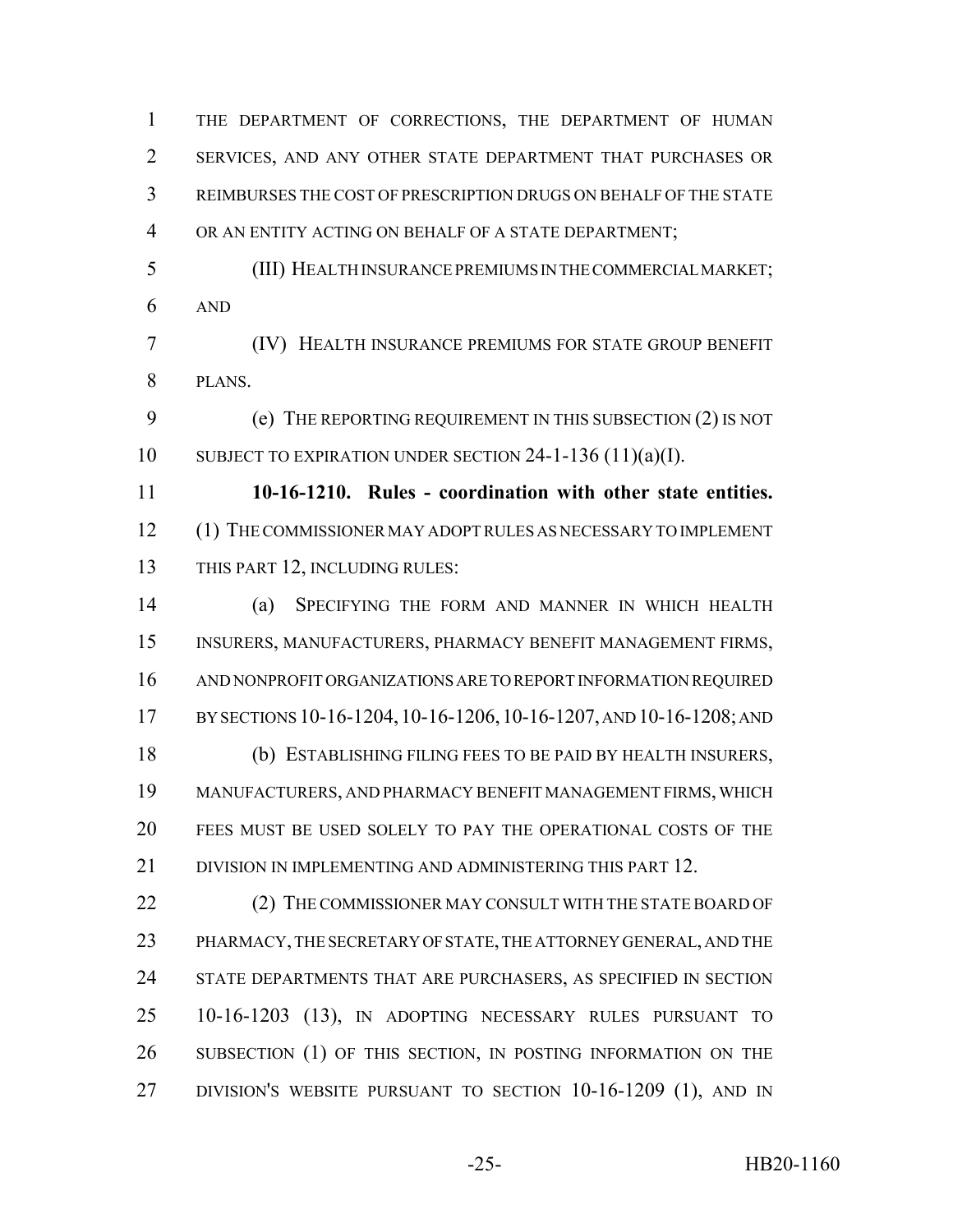THE DEPARTMENT OF CORRECTIONS, THE DEPARTMENT OF HUMAN SERVICES, AND ANY OTHER STATE DEPARTMENT THAT PURCHASES OR REIMBURSES THE COST OF PRESCRIPTION DRUGS ON BEHALF OF THE STATE OR AN ENTITY ACTING ON BEHALF OF A STATE DEPARTMENT;

(III) HEALTH INSURANCE PREMIUMS IN THE COMMERCIAL MARKET; AND

(IV) HEALTH INSURANCE PREMIUMS FOR STATE GROUP BENEFIT PLANS.

(e) THE REPORTING REQUIREMENT IN THIS SUBSECTION (2) IS NOT SUBJECT TO EXPIRATION UNDER SECTION 24-1-136 (11)(a)(I).

**10-16-1210. Rules - coordination with other state entities.** (1) THE COMMISSIONER MAY ADOPT RULES AS NECESSARY TO IMPLEMENT THIS PART 12, INCLUDING RULES:

(a) SPECIFYING THE FORM AND MANNER IN WHICH HEALTH INSURERS, MANUFACTURERS, PHARMACY BENEFIT MANAGEMENT FIRMS, AND NONPROFIT ORGANIZATIONS ARE TO REPORT INFORMATION REQUIRED BY SECTIONS 10-16-1204, 10-16-1206, 10-16-1207, AND 10-16-1208; AND

(b) ESTABLISHING FILING FEES TO BE PAID BY HEALTH INSURERS, MANUFACTURERS, AND PHARMACY BENEFIT MANAGEMENT FIRMS, WHICH FEES MUST BE USED SOLELY TO PAY THE OPERATIONAL COSTS OF THE DIVISION IN IMPLEMENTING AND ADMINISTERING THIS PART 12.

(2) THE COMMISSIONER MAY CONSULT WITH THE STATE BOARD OF PHARMACY, THE SECRETARY OF STATE, THE ATTORNEY GENERAL, AND THE STATE DEPARTMENTS THAT ARE PURCHASERS, AS SPECIFIED IN SECTION 10-16-1203 (13), IN ADOPTING NECESSARY RULES PURSUANT TO SUBSECTION (1) OF THIS SECTION, IN POSTING INFORMATION ON THE DIVISION'S WEBSITE PURSUANT TO SECTION 10-16-1209 (1), AND IN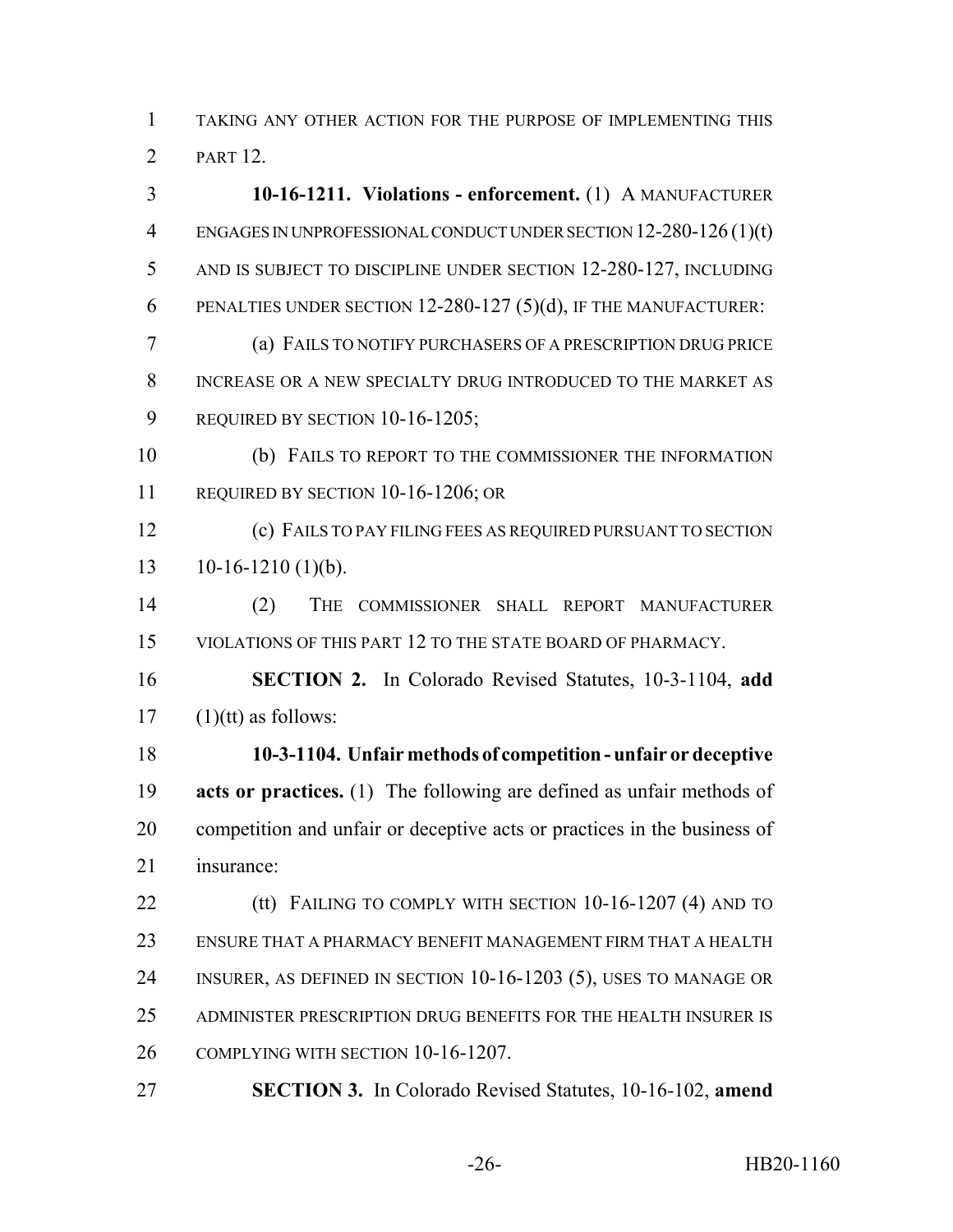TAKING ANY OTHER ACTION FOR THE PURPOSE OF IMPLEMENTING THIS PART 12.

**10-16-1211. Violations - enforcement.** (1) A MANUFACTURER ENGAGES IN UNPROFESSIONAL CONDUCT UNDER SECTION 12-280-126 (1)(t) AND IS SUBJECT TO DISCIPLINE UNDER SECTION 12-280-127, INCLUDING PENALTIES UNDER SECTION 12-280-127 (5)(d), IF THE MANUFACTURER:

(a) FAILS TO NOTIFY PURCHASERS OF A PRESCRIPTION DRUG PRICE INCREASE OR A NEW SPECIALTY DRUG INTRODUCED TO THE MARKET AS REQUIRED BY SECTION 10-16-1205;

(b) FAILS TO REPORT TO THE COMMISSIONER THE INFORMATION REQUIRED BY SECTION 10-16-1206; OR

(c) FAILS TO PAY FILING FEES AS REQUIRED PURSUANT TO SECTION 10-16-1210 (1)(b).

(2) THE COMMISSIONER SHALL REPORT MANUFACTURER VIOLATIONS OF THIS PART 12 TO THE STATE BOARD OF PHARMACY.

**SECTION 2.** In Colorado Revised Statutes, 10-3-1104, **add** (1)(tt) as follows:

**10-3-1104. Unfair methods of competition - unfair or deceptive acts or practices.** (1) The following are defined as unfair methods of competition and unfair or deceptive acts or practices in the business of insurance:

(tt) FAILING TO COMPLY WITH SECTION 10-16-1207 (4) AND TO ENSURE THAT A PHARMACY BENEFIT MANAGEMENT FIRM THAT A HEALTH INSURER, AS DEFINED IN SECTION 10-16-1203 (5), USES TO MANAGE OR ADMINISTER PRESCRIPTION DRUG BENEFITS FOR THE HEALTH INSURER IS COMPLYING WITH SECTION 10-16-1207.

**SECTION 3.** In Colorado Revised Statutes, 10-16-102, **amend**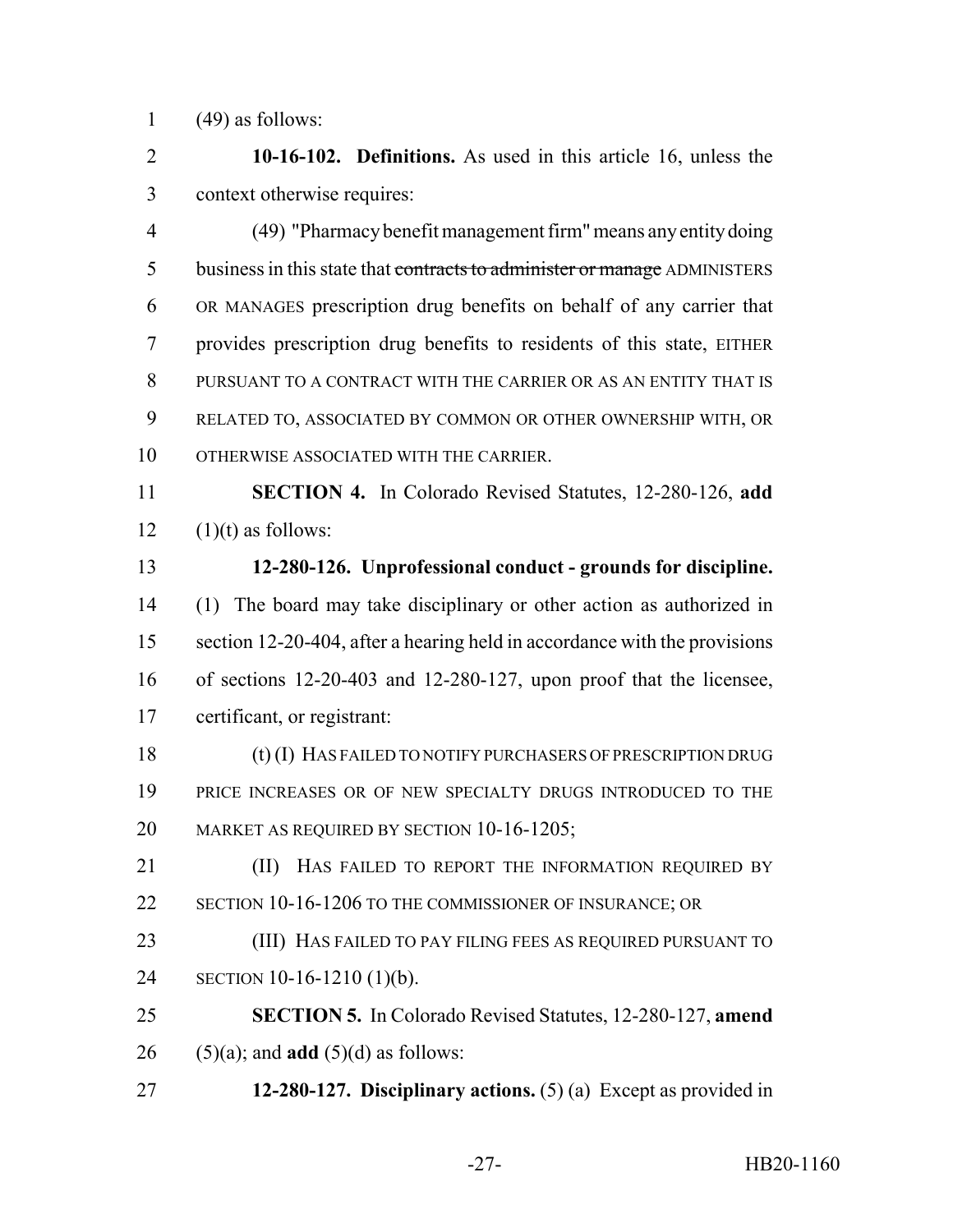(49) as follows:

**10-16-102. Definitions.** As used in this article 16, unless the context otherwise requires:

(49) "Pharmacy benefit management firm" means any entity doing business in this state that ~~contracts to administer or manage~~ ADMINISTERS OR MANAGES prescription drug benefits on behalf of any carrier that provides prescription drug benefits to residents of this state, EITHER PURSUANT TO A CONTRACT WITH THE CARRIER OR AS AN ENTITY THAT IS RELATED TO, ASSOCIATED BY COMMON OR OTHER OWNERSHIP WITH, OR OTHERWISE ASSOCIATED WITH THE CARRIER.

**SECTION 4.** In Colorado Revised Statutes, 12-280-126, **add** (1)(t) as follows:

**12-280-126. Unprofessional conduct - grounds for discipline.** (1) The board may take disciplinary or other action as authorized in section 12-20-404, after a hearing held in accordance with the provisions of sections 12-20-403 and 12-280-127, upon proof that the licensee, certificant, or registrant:

(t) (I) HAS FAILED TO NOTIFY PURCHASERS OF PRESCRIPTION DRUG PRICE INCREASES OR OF NEW SPECIALTY DRUGS INTRODUCED TO THE MARKET AS REQUIRED BY SECTION 10-16-1205;

(II) HAS FAILED TO REPORT THE INFORMATION REQUIRED BY SECTION 10-16-1206 TO THE COMMISSIONER OF INSURANCE; OR

(III) HAS FAILED TO PAY FILING FEES AS REQUIRED PURSUANT TO SECTION 10-16-1210 (1)(b).

**SECTION 5.** In Colorado Revised Statutes, 12-280-127, **amend** (5)(a); and **add** (5)(d) as follows:

**12-280-127. Disciplinary actions.** (5) (a) Except as provided in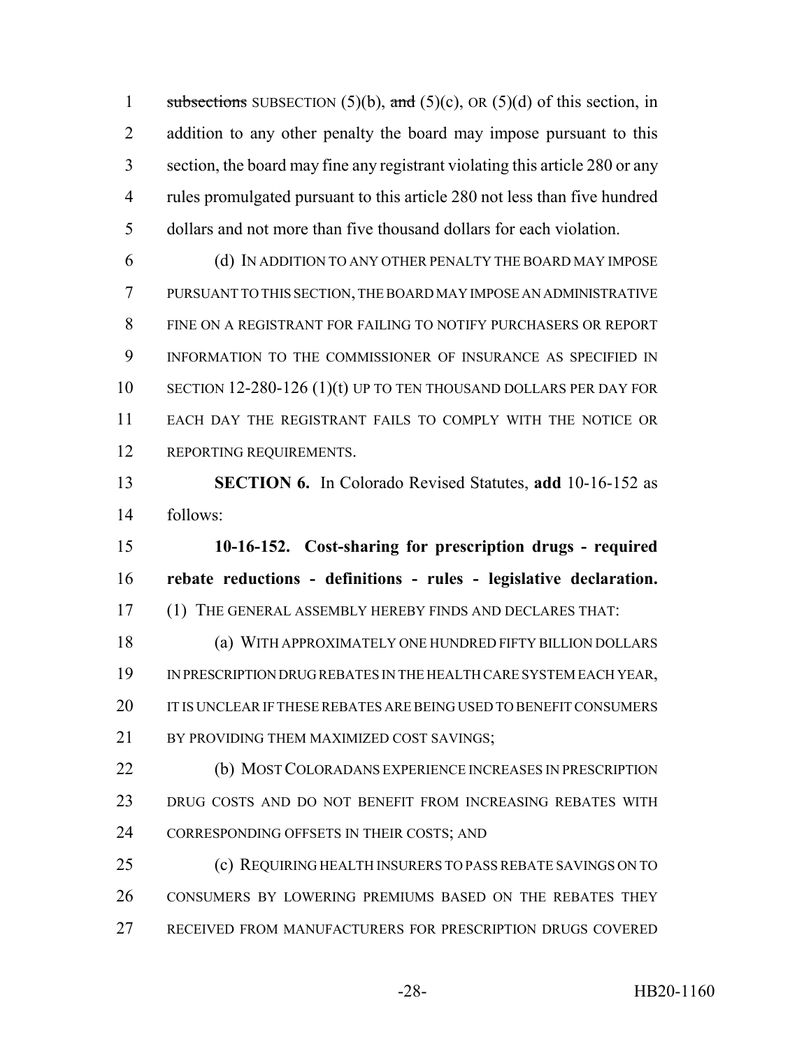~~subsections~~ SUBSECTION (5)(b), ~~and~~ (5)(c), OR (5)(d) of this section, in addition to any other penalty the board may impose pursuant to this section, the board may fine any registrant violating this article 280 or any rules promulgated pursuant to this article 280 not less than five hundred dollars and not more than five thousand dollars for each violation.

(d) IN ADDITION TO ANY OTHER PENALTY THE BOARD MAY IMPOSE PURSUANT TO THIS SECTION, THE BOARD MAY IMPOSE AN ADMINISTRATIVE FINE ON A REGISTRANT FOR FAILING TO NOTIFY PURCHASERS OR REPORT INFORMATION TO THE COMMISSIONER OF INSURANCE AS SPECIFIED IN SECTION 12-280-126 (1)(t) UP TO TEN THOUSAND DOLLARS PER DAY FOR EACH DAY THE REGISTRANT FAILS TO COMPLY WITH THE NOTICE OR REPORTING REQUIREMENTS.

**SECTION 6.** In Colorado Revised Statutes, **add** 10-16-152 as follows:

**10-16-152. Cost-sharing for prescription drugs - required rebate reductions - definitions - rules - legislative declaration.** (1) THE GENERAL ASSEMBLY HEREBY FINDS AND DECLARES THAT:

(a) WITH APPROXIMATELY ONE HUNDRED FIFTY BILLION DOLLARS IN PRESCRIPTION DRUG REBATES IN THE HEALTH CARE SYSTEM EACH YEAR, IT IS UNCLEAR IF THESE REBATES ARE BEING USED TO BENEFIT CONSUMERS BY PROVIDING THEM MAXIMIZED COST SAVINGS;

(b) MOST COLORADANS EXPERIENCE INCREASES IN PRESCRIPTION DRUG COSTS AND DO NOT BENEFIT FROM INCREASING REBATES WITH CORRESPONDING OFFSETS IN THEIR COSTS; AND

(c) REQUIRING HEALTH INSURERS TO PASS REBATE SAVINGS ON TO CONSUMERS BY LOWERING PREMIUMS BASED ON THE REBATES THEY RECEIVED FROM MANUFACTURERS FOR PRESCRIPTION DRUGS COVERED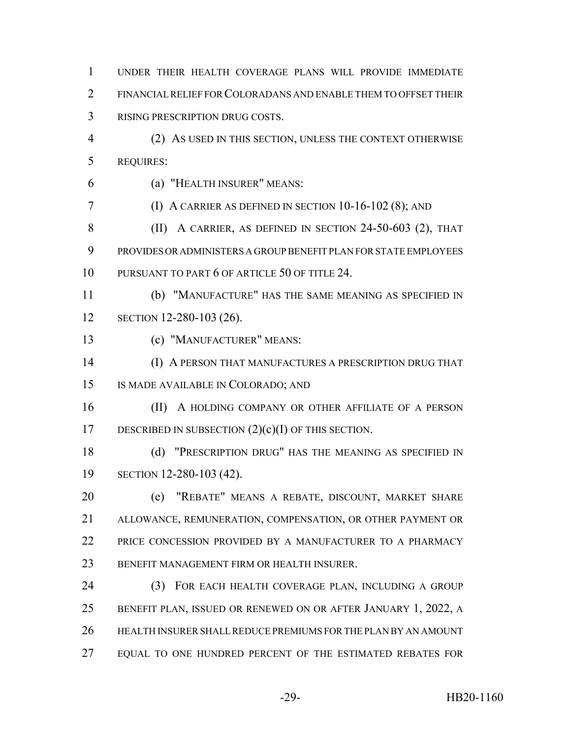UNDER THEIR HEALTH COVERAGE PLANS WILL PROVIDE IMMEDIATE FINANCIAL RELIEF FOR COLORADANS AND ENABLE THEM TO OFFSET THEIR RISING PRESCRIPTION DRUG COSTS.

(2) AS USED IN THIS SECTION, UNLESS THE CONTEXT OTHERWISE REQUIRES:

(a) "HEALTH INSURER" MEANS:

(I) A CARRIER AS DEFINED IN SECTION 10-16-102 (8); AND

(II) A CARRIER, AS DEFINED IN SECTION 24-50-603 (2), THAT PROVIDES OR ADMINISTERS A GROUP BENEFIT PLAN FOR STATE EMPLOYEES PURSUANT TO PART 6 OF ARTICLE 50 OF TITLE 24.

(b) "MANUFACTURE" HAS THE SAME MEANING AS SPECIFIED IN SECTION 12-280-103 (26).

(c) "MANUFACTURER" MEANS:

(I) A PERSON THAT MANUFACTURES A PRESCRIPTION DRUG THAT IS MADE AVAILABLE IN COLORADO; AND

(II) A HOLDING COMPANY OR OTHER AFFILIATE OF A PERSON DESCRIBED IN SUBSECTION (2)(c)(I) OF THIS SECTION.

(d) "PRESCRIPTION DRUG" HAS THE MEANING AS SPECIFIED IN SECTION 12-280-103 (42).

(e) "REBATE" MEANS A REBATE, DISCOUNT, MARKET SHARE ALLOWANCE, REMUNERATION, COMPENSATION, OR OTHER PAYMENT OR PRICE CONCESSION PROVIDED BY A MANUFACTURER TO A PHARMACY BENEFIT MANAGEMENT FIRM OR HEALTH INSURER.

(3) FOR EACH HEALTH COVERAGE PLAN, INCLUDING A GROUP BENEFIT PLAN, ISSUED OR RENEWED ON OR AFTER JANUARY 1, 2022, A HEALTH INSURER SHALL REDUCE PREMIUMS FOR THE PLAN BY AN AMOUNT EQUAL TO ONE HUNDRED PERCENT OF THE ESTIMATED REBATES FOR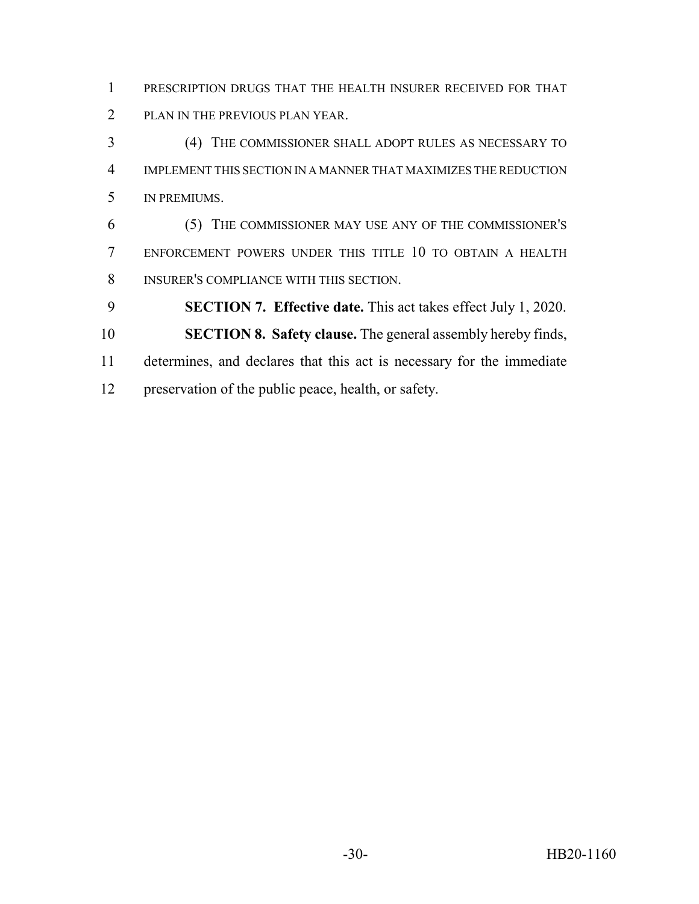PRESCRIPTION DRUGS THAT THE HEALTH INSURER RECEIVED FOR THAT PLAN IN THE PREVIOUS PLAN YEAR.

(4) THE COMMISSIONER SHALL ADOPT RULES AS NECESSARY TO IMPLEMENT THIS SECTION IN A MANNER THAT MAXIMIZES THE REDUCTION IN PREMIUMS.

(5) THE COMMISSIONER MAY USE ANY OF THE COMMISSIONER'S ENFORCEMENT POWERS UNDER THIS TITLE 10 TO OBTAIN A HEALTH INSURER'S COMPLIANCE WITH THIS SECTION.

**SECTION 7. Effective date.** This act takes effect July 1, 2020.

**SECTION 8. Safety clause.** The general assembly hereby finds, determines, and declares that this act is necessary for the immediate preservation of the public peace, health, or safety.